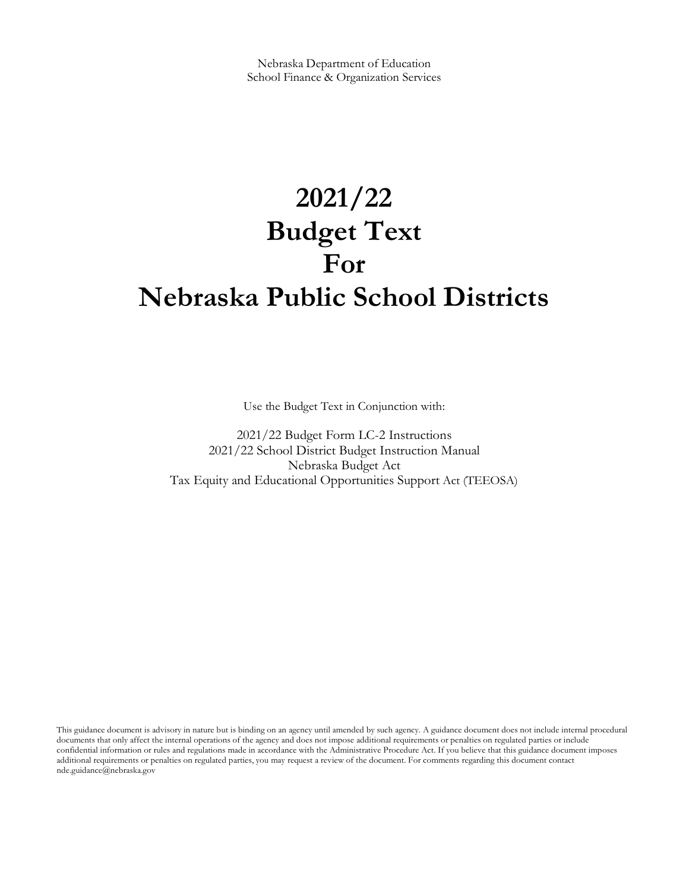Nebraska Department of Education
School Finance & Organization Services

# 2021/22 Budget Text For Nebraska Public School Districts

Use the Budget Text in Conjunction with:

2021/22 Budget Form LC-2 Instructions
2021/22 School District Budget Instruction Manual
Nebraska Budget Act
Tax Equity and Educational Opportunities Support Act (TEEOSA)

This guidance document is advisory in nature but is binding on an agency until amended by such agency. A guidance document does not include internal procedural documents that only affect the internal operations of the agency and does not impose additional requirements or penalties on regulated parties or include confidential information or rules and regulations made in accordance with the Administrative Procedure Act. If you believe that this guidance document imposes additional requirements or penalties on regulated parties, you may request a review of the document. For comments regarding this document contact nde.guidance@nebraska.gov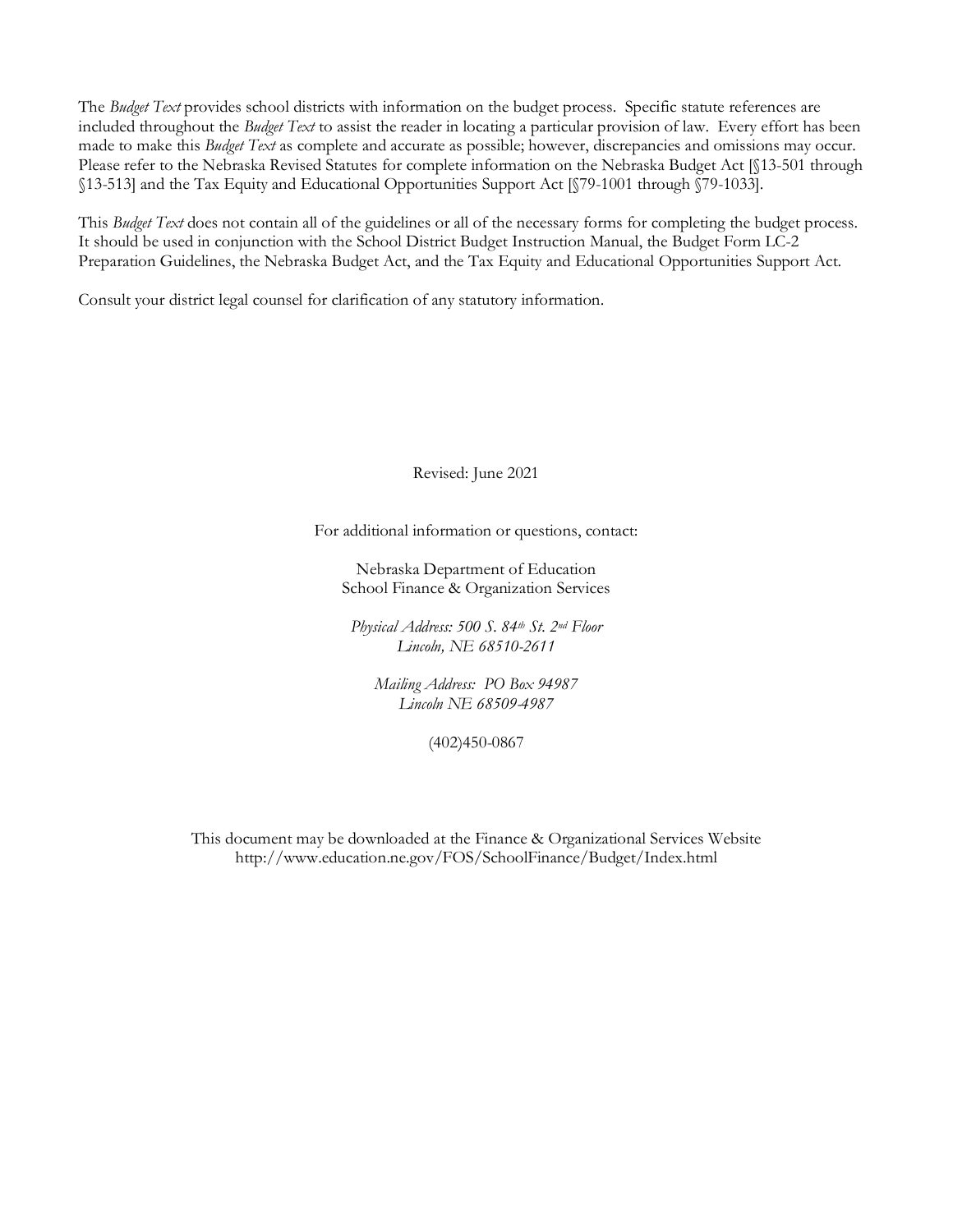The *Budget Text* provides school districts with information on the budget process. Specific statute references are included throughout the *Budget Text* to assist the reader in locating a particular provision of law. Every effort has been made to make this *Budget Text* as complete and accurate as possible; however, discrepancies and omissions may occur. Please refer to the Nebraska Revised Statutes for complete information on the Nebraska Budget Act [§13-501 through §13-513] and the Tax Equity and Educational Opportunities Support Act [§79-1001 through §79-1033].

This *Budget Text* does not contain all of the guidelines or all of the necessary forms for completing the budget process. It should be used in conjunction with the School District Budget Instruction Manual, the Budget Form LC-2 Preparation Guidelines, the Nebraska Budget Act, and the Tax Equity and Educational Opportunities Support Act.

Consult your district legal counsel for clarification of any statutory information.

Revised: June 2021

For additional information or questions, contact:

Nebraska Department of Education
School Finance & Organization Services

*Physical Address: 500 S. 84th St. 2nd Floor*
*Lincoln, NE 68510-2611*

*Mailing Address: PO Box 94987*
*Lincoln NE 68509-4987*

(402)450-0867

This document may be downloaded at the Finance & Organizational Services Website
http://www.education.ne.gov/FOS/SchoolFinance/Budget/Index.html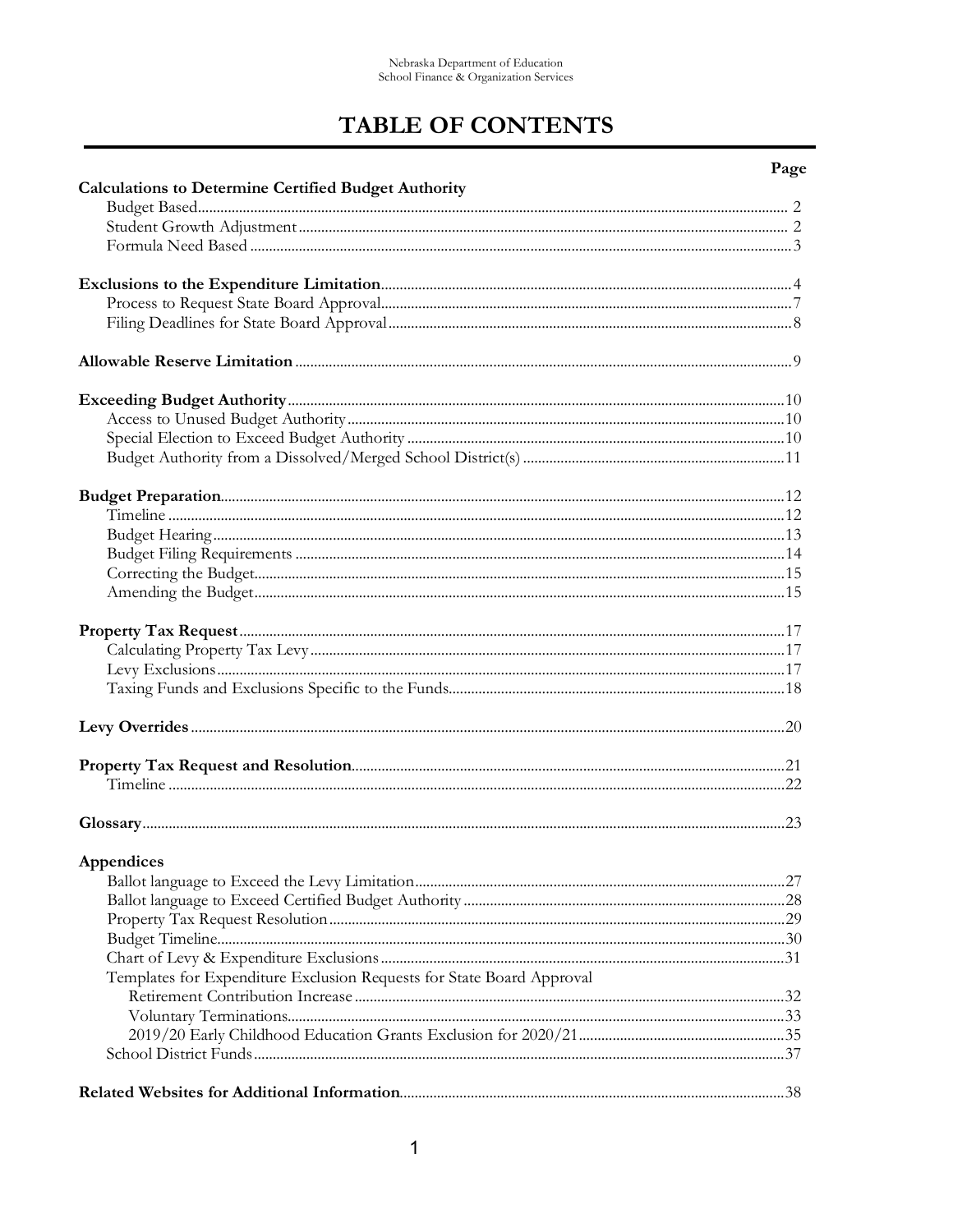# TABLE OF CONTENTS

| | Page |
|---|---|
| **Calculations to Determine Certified Budget Authority** | |
| Budget Based | 2 |
| Student Growth Adjustment | 2 |
| Formula Need Based | 3 |
| | |
| **Exclusions to the Expenditure Limitation** | 4 |
| Process to Request State Board Approval | 7 |
| Filing Deadlines for State Board Approval | 8 |
| | |
| **Allowable Reserve Limitation** | 9 |
| | |
| **Exceeding Budget Authority** | 10 |
| Access to Unused Budget Authority | 10 |
| Special Election to Exceed Budget Authority | 10 |
| Budget Authority from a Dissolved/Merged School District(s) | 11 |
| | |
| **Budget Preparation** | 12 |
| Timeline | 12 |
| Budget Hearing | 13 |
| Budget Filing Requirements | 14 |
| Correcting the Budget | 15 |
| Amending the Budget | 15 |
| | |
| **Property Tax Request** | 17 |
| Calculating Property Tax Levy | 17 |
| Levy Exclusions | 17 |
| Taxing Funds and Exclusions Specific to the Funds | 18 |
| | |
| **Levy Overrides** | 20 |
| | |
| **Property Tax Request and Resolution** | 21 |
| Timeline | 22 |
| | |
| **Glossary** | 23 |
| | |
| **Appendices** | |
| Ballot language to Exceed the Levy Limitation | 27 |
| Ballot language to Exceed Certified Budget Authority | 28 |
| Property Tax Request Resolution | 29 |
| Budget Timeline | 30 |
| Chart of Levy & Expenditure Exclusions | 31 |
| Templates for Expenditure Exclusion Requests for State Board Approval | |
| Retirement Contribution Increase | 32 |
| Voluntary Terminations | 33 |
| 2019/20 Early Childhood Education Grants Exclusion for 2020/21 | 35 |
| School District Funds | 37 |
| | |
| **Related Websites for Additional Information** | 38 |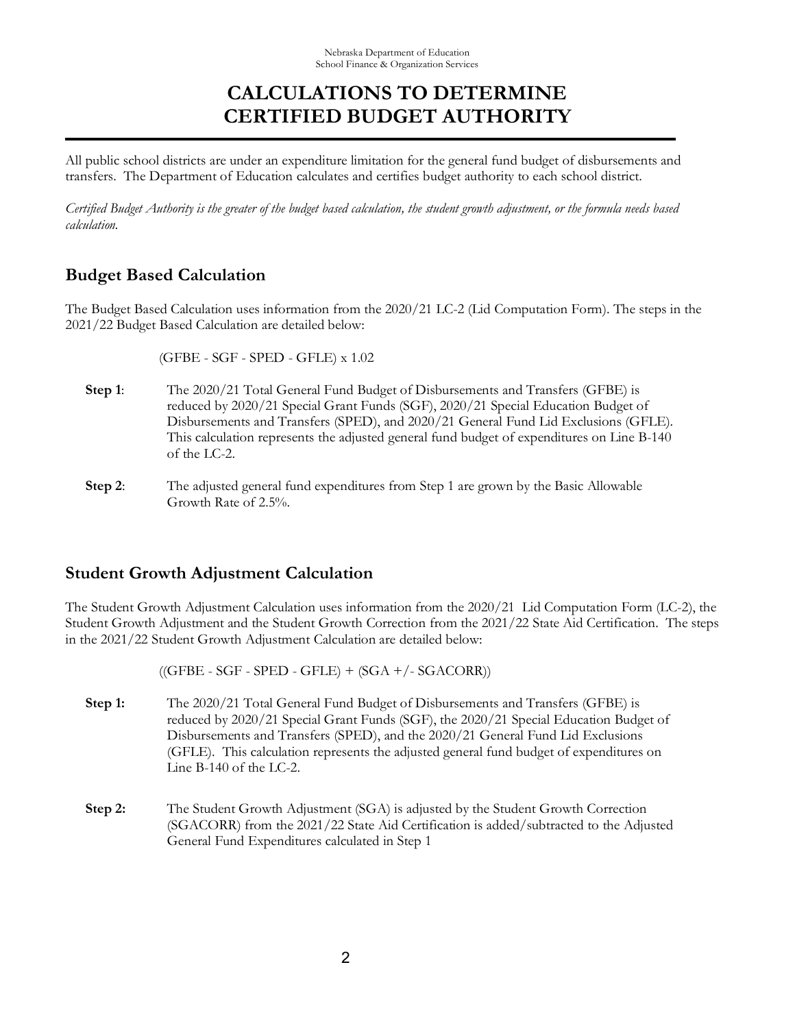Nebraska Department of Education
School Finance & Organization Services

# CALCULATIONS TO DETERMINE CERTIFIED BUDGET AUTHORITY

All public school districts are under an expenditure limitation for the general fund budget of disbursements and transfers. The Department of Education calculates and certifies budget authority to each school district.

*Certified Budget Authority is the greater of the budget based calculation, the student growth adjustment, or the formula needs based calculation.*

## Budget Based Calculation

The Budget Based Calculation uses information from the 2020/21 LC-2 (Lid Computation Form). The steps in the 2021/22 Budget Based Calculation are detailed below:

(GFBE - SGF - SPED - GFLE) x 1.02

**Step 1**: The 2020/21 Total General Fund Budget of Disbursements and Transfers (GFBE) is reduced by 2020/21 Special Grant Funds (SGF), 2020/21 Special Education Budget of Disbursements and Transfers (SPED), and 2020/21 General Fund Lid Exclusions (GFLE). This calculation represents the adjusted general fund budget of expenditures on Line B-140 of the LC-2.

**Step 2**: The adjusted general fund expenditures from Step 1 are grown by the Basic Allowable Growth Rate of 2.5%.

## Student Growth Adjustment Calculation

The Student Growth Adjustment Calculation uses information from the 2020/21 Lid Computation Form (LC-2), the Student Growth Adjustment and the Student Growth Correction from the 2021/22 State Aid Certification. The steps in the 2021/22 Student Growth Adjustment Calculation are detailed below:

((GFBE - SGF - SPED - GFLE) + (SGA +/- SGACORR))

**Step 1:** The 2020/21 Total General Fund Budget of Disbursements and Transfers (GFBE) is reduced by 2020/21 Special Grant Funds (SGF), the 2020/21 Special Education Budget of Disbursements and Transfers (SPED), and the 2020/21 General Fund Lid Exclusions (GFLE). This calculation represents the adjusted general fund budget of expenditures on Line B-140 of the LC-2.

**Step 2:** The Student Growth Adjustment (SGA) is adjusted by the Student Growth Correction (SGACORR) from the 2021/22 State Aid Certification is added/subtracted to the Adjusted General Fund Expenditures calculated in Step 1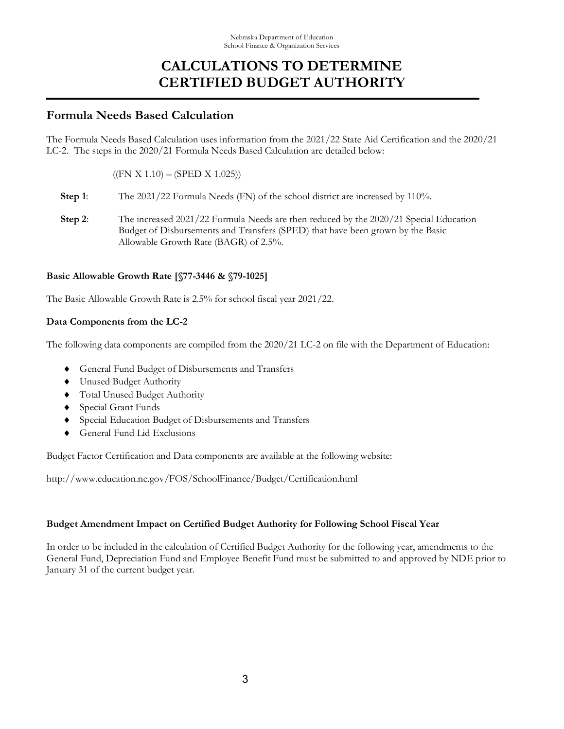# CALCULATIONS TO DETERMINE CERTIFIED BUDGET AUTHORITY

## Formula Needs Based Calculation

The Formula Needs Based Calculation uses information from the 2021/22 State Aid Certification and the 2020/21 LC-2. The steps in the 2020/21 Formula Needs Based Calculation are detailed below:

((FN X 1.10) – (SPED X 1.025))

**Step 1**: The 2021/22 Formula Needs (FN) of the school district are increased by 110%.

**Step 2**: The increased 2021/22 Formula Needs are then reduced by the 2020/21 Special Education Budget of Disbursements and Transfers (SPED) that have been grown by the Basic Allowable Growth Rate (BAGR) of 2.5%.

### Basic Allowable Growth Rate [§77-3446 & §79-1025]

The Basic Allowable Growth Rate is 2.5% for school fiscal year 2021/22.

### Data Components from the LC-2

The following data components are compiled from the 2020/21 LC-2 on file with the Department of Education:

- General Fund Budget of Disbursements and Transfers
- Unused Budget Authority
- Total Unused Budget Authority
- Special Grant Funds
- Special Education Budget of Disbursements and Transfers
- General Fund Lid Exclusions

Budget Factor Certification and Data components are available at the following website:

http://www.education.ne.gov/FOS/SchoolFinance/Budget/Certification.html

### Budget Amendment Impact on Certified Budget Authority for Following School Fiscal Year

In order to be included in the calculation of Certified Budget Authority for the following year, amendments to the General Fund, Depreciation Fund and Employee Benefit Fund must be submitted to and approved by NDE prior to January 31 of the current budget year.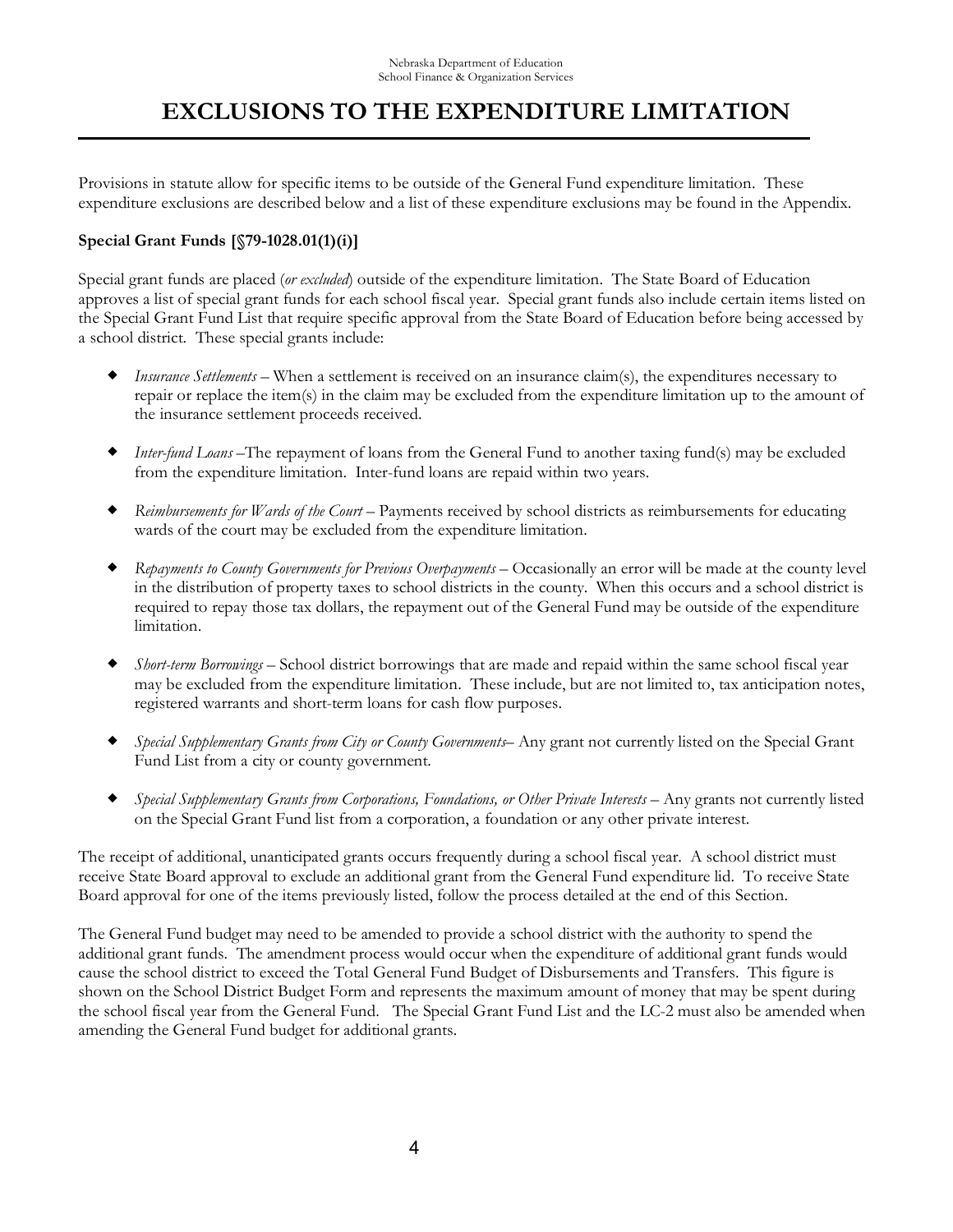# EXCLUSIONS TO THE EXPENDITURE LIMITATION

Provisions in statute allow for specific items to be outside of the General Fund expenditure limitation. These expenditure exclusions are described below and a list of these expenditure exclusions may be found in the Appendix.

**Special Grant Funds [§79-1028.01(1)(i)]**

Special grant funds are placed (*or excluded*) outside of the expenditure limitation. The State Board of Education approves a list of special grant funds for each school fiscal year. Special grant funds also include certain items listed on the Special Grant Fund List that require specific approval from the State Board of Education before being accessed by a school district. These special grants include:

- *Insurance Settlements* – When a settlement is received on an insurance claim(s), the expenditures necessary to repair or replace the item(s) in the claim may be excluded from the expenditure limitation up to the amount of the insurance settlement proceeds received.

- *Inter-fund Loans* –The repayment of loans from the General Fund to another taxing fund(s) may be excluded from the expenditure limitation. Inter-fund loans are repaid within two years.

- *Reimbursements for Wards of the Court* – Payments received by school districts as reimbursements for educating wards of the court may be excluded from the expenditure limitation.

- *Repayments to County Governments for Previous Overpayments* – Occasionally an error will be made at the county level in the distribution of property taxes to school districts in the county. When this occurs and a school district is required to repay those tax dollars, the repayment out of the General Fund may be outside of the expenditure limitation.

- *Short-term Borrowings* – School district borrowings that are made and repaid within the same school fiscal year may be excluded from the expenditure limitation. These include, but are not limited to, tax anticipation notes, registered warrants and short-term loans for cash flow purposes.

- *Special Supplementary Grants from City or County Governments*– Any grant not currently listed on the Special Grant Fund List from a city or county government.

- *Special Supplementary Grants from Corporations, Foundations, or Other Private Interests* – Any grants not currently listed on the Special Grant Fund list from a corporation, a foundation or any other private interest.

The receipt of additional, unanticipated grants occurs frequently during a school fiscal year. A school district must receive State Board approval to exclude an additional grant from the General Fund expenditure lid. To receive State Board approval for one of the items previously listed, follow the process detailed at the end of this Section.

The General Fund budget may need to be amended to provide a school district with the authority to spend the additional grant funds. The amendment process would occur when the expenditure of additional grant funds would cause the school district to exceed the Total General Fund Budget of Disbursements and Transfers. This figure is shown on the School District Budget Form and represents the maximum amount of money that may be spent during the school fiscal year from the General Fund. The Special Grant Fund List and the LC-2 must also be amended when amending the General Fund budget for additional grants.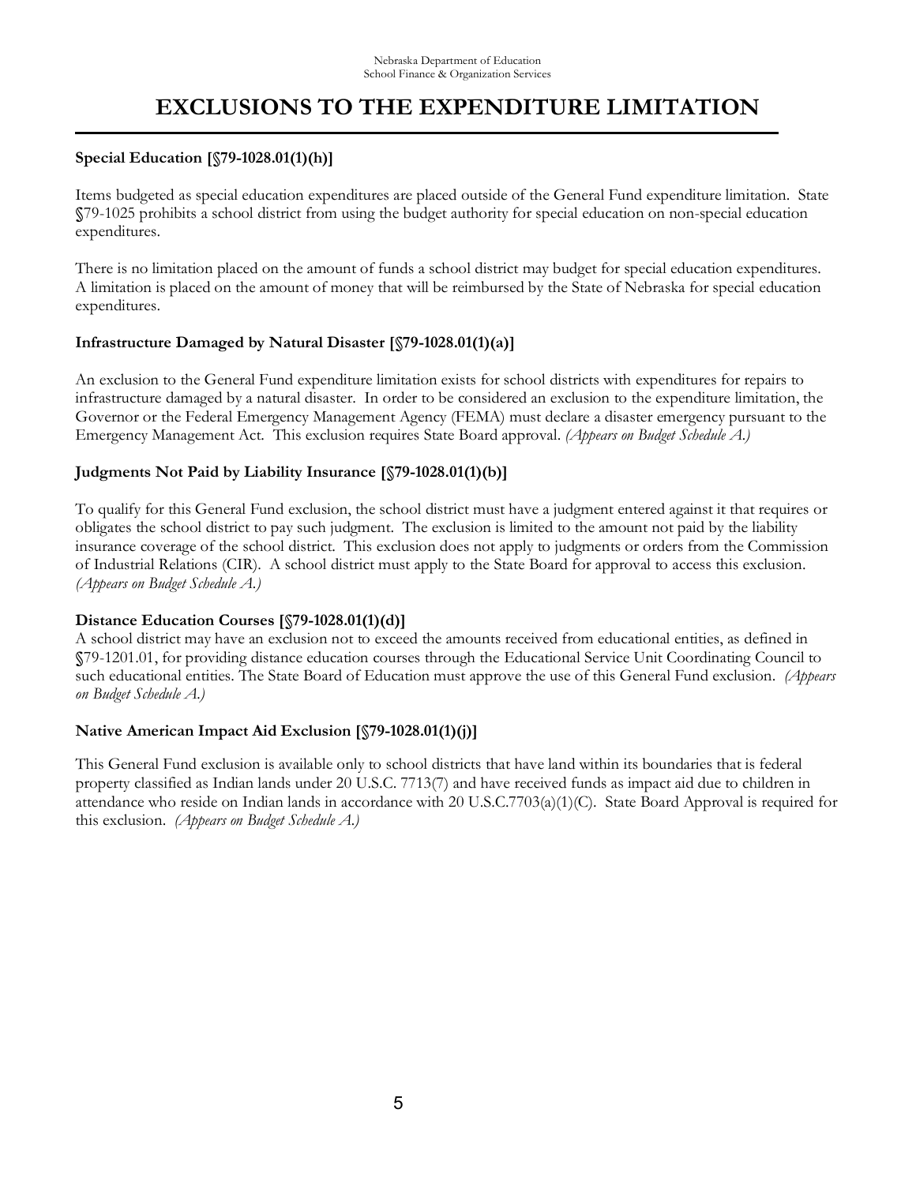# EXCLUSIONS TO THE EXPENDITURE LIMITATION

### Special Education [§79-1028.01(1)(h)]

Items budgeted as special education expenditures are placed outside of the General Fund expenditure limitation. State §79-1025 prohibits a school district from using the budget authority for special education on non-special education expenditures.

There is no limitation placed on the amount of funds a school district may budget for special education expenditures. A limitation is placed on the amount of money that will be reimbursed by the State of Nebraska for special education expenditures.

### Infrastructure Damaged by Natural Disaster [§79-1028.01(1)(a)]

An exclusion to the General Fund expenditure limitation exists for school districts with expenditures for repairs to infrastructure damaged by a natural disaster. In order to be considered an exclusion to the expenditure limitation, the Governor or the Federal Emergency Management Agency (FEMA) must declare a disaster emergency pursuant to the Emergency Management Act. This exclusion requires State Board approval. *(Appears on Budget Schedule A.)*

### Judgments Not Paid by Liability Insurance [§79-1028.01(1)(b)]

To qualify for this General Fund exclusion, the school district must have a judgment entered against it that requires or obligates the school district to pay such judgment. The exclusion is limited to the amount not paid by the liability insurance coverage of the school district. This exclusion does not apply to judgments or orders from the Commission of Industrial Relations (CIR). A school district must apply to the State Board for approval to access this exclusion. *(Appears on Budget Schedule A.)*

### Distance Education Courses [§79-1028.01(1)(d)]

A school district may have an exclusion not to exceed the amounts received from educational entities, as defined in §79-1201.01, for providing distance education courses through the Educational Service Unit Coordinating Council to such educational entities. The State Board of Education must approve the use of this General Fund exclusion. *(Appears on Budget Schedule A.)*

### Native American Impact Aid Exclusion [§79-1028.01(1)(j)]

This General Fund exclusion is available only to school districts that have land within its boundaries that is federal property classified as Indian lands under 20 U.S.C. 7713(7) and have received funds as impact aid due to children in attendance who reside on Indian lands in accordance with 20 U.S.C.7703(a)(1)(C). State Board Approval is required for this exclusion. *(Appears on Budget Schedule A.)*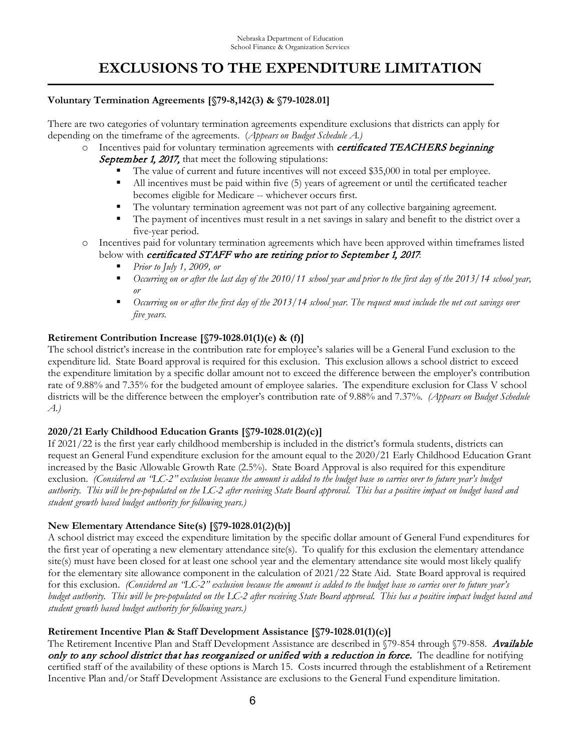# EXCLUSIONS TO THE EXPENDITURE LIMITATION

**Voluntary Termination Agreements [§79-8,142(3) & §79-1028.01]**

There are two categories of voluntary termination agreements expenditure exclusions that districts can apply for depending on the timeframe of the agreements. (*Appears on Budget Schedule A.)*

- Incentives paid for voluntary termination agreements with ***certificated TEACHERS beginning September 1, 2017,*** that meet the following stipulations:
  - The value of current and future incentives will not exceed $35,000 in total per employee.
  - All incentives must be paid within five (5) years of agreement or until the certificated teacher becomes eligible for Medicare -- whichever occurs first.
  - The voluntary termination agreement was not part of any collective bargaining agreement.
  - The payment of incentives must result in a net savings in salary and benefit to the district over a five-year period.
- Incentives paid for voluntary termination agreements which have been approved within timeframes listed below with ***certificated STAFF who are retiring prior to September 1, 2017***:
  - *Prior to July 1, 2009, or*
  - *Occurring on or after the last day of the 2010/11 school year and prior to the first day of the 2013/14 school year, or*
  - *Occurring on or after the first day of the 2013/14 school year. The request must include the net cost savings over five years.*

**Retirement Contribution Increase [§79-1028.01(1)(e) & (f)]**

The school district's increase in the contribution rate for employee's salaries will be a General Fund exclusion to the expenditure lid. State Board approval is required for this exclusion. This exclusion allows a school district to exceed the expenditure limitation by a specific dollar amount not to exceed the difference between the employer's contribution rate of 9.88% and 7.35% for the budgeted amount of employee salaries. The expenditure exclusion for Class V school districts will be the difference between the employer's contribution rate of 9.88% and 7.37%. *(Appears on Budget Schedule A.)*

**2020/21 Early Childhood Education Grants [§79-1028.01(2)(c)]**

If 2021/22 is the first year early childhood membership is included in the district's formula students, districts can request an General Fund expenditure exclusion for the amount equal to the 2020/21 Early Childhood Education Grant increased by the Basic Allowable Growth Rate (2.5%). State Board Approval is also required for this expenditure exclusion. *(Considered an "LC-2" exclusion because the amount is added to the budget base so carries over to future year's budget authority. This will be pre-populated on the LC-2 after receiving State Board approval. This has a positive impact on budget based and student growth based budget authority for following years.)*

**New Elementary Attendance Site(s) [§79-1028.01(2)(b)]**

A school district may exceed the expenditure limitation by the specific dollar amount of General Fund expenditures for the first year of operating a new elementary attendance site(s). To qualify for this exclusion the elementary attendance site(s) must have been closed for at least one school year and the elementary attendance site would most likely qualify for the elementary site allowance component in the calculation of 2021/22 State Aid. State Board approval is required for this exclusion. *(Considered an "LC-2" exclusion because the amount is added to the budget base so carries over to future year's budget authority. This will be pre-populated on the LC-2 after receiving State Board approval. This has a positive impact budget based and student growth based budget authority for following years.)*

**Retirement Incentive Plan & Staff Development Assistance [§79-1028.01(1)(c)]**

The Retirement Incentive Plan and Staff Development Assistance are described in §79-854 through §79-858. ***Available only to any school district that has reorganized or unified with a reduction in force.*** The deadline for notifying certified staff of the availability of these options is March 15. Costs incurred through the establishment of a Retirement Incentive Plan and/or Staff Development Assistance are exclusions to the General Fund expenditure limitation.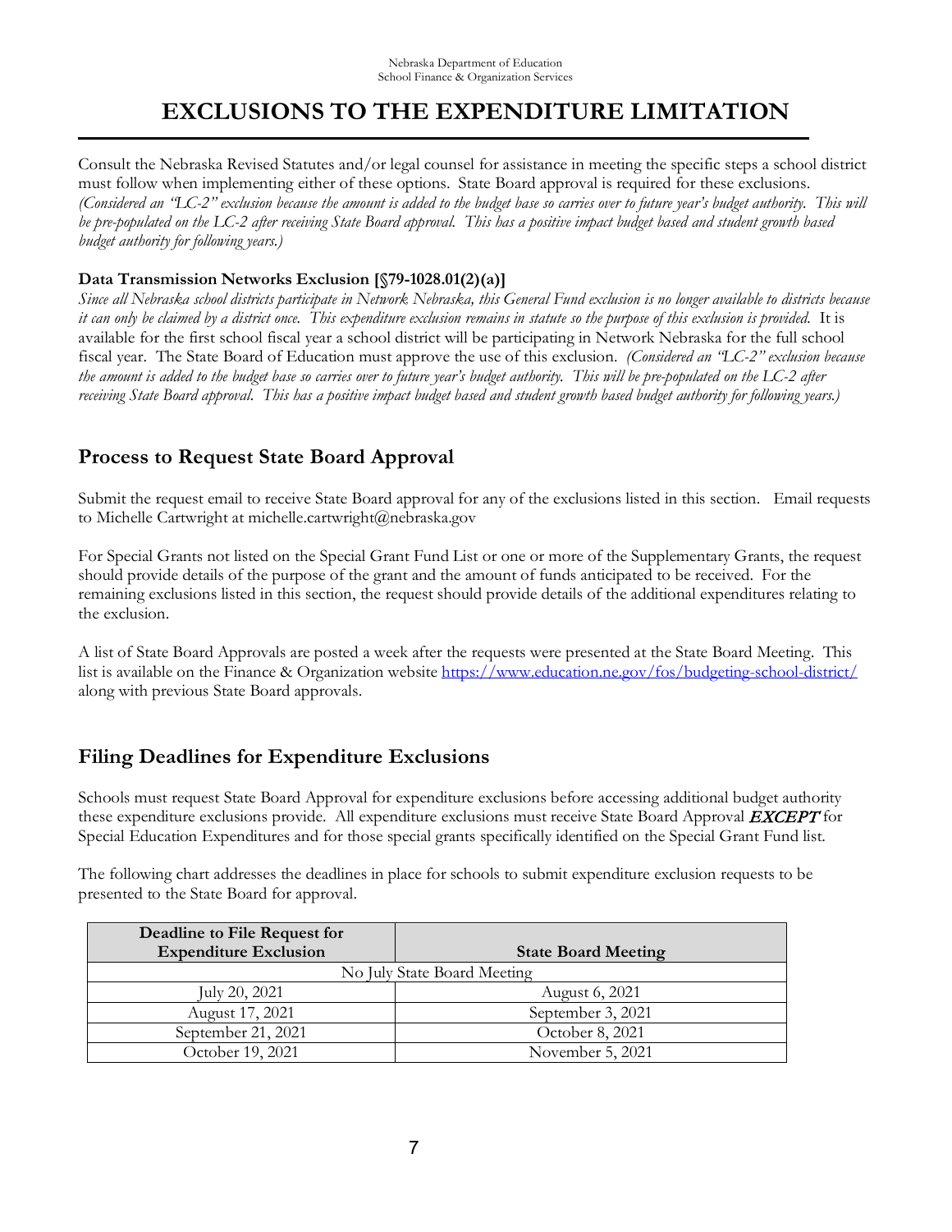Nebraska Department of Education
School Finance & Organization Services

# EXCLUSIONS TO THE EXPENDITURE LIMITATION

Consult the Nebraska Revised Statutes and/or legal counsel for assistance in meeting the specific steps a school district must follow when implementing either of these options. State Board approval is required for these exclusions. *(Considered an "LC-2" exclusion because the amount is added to the budget base so carries over to future year's budget authority. This will be pre-populated on the LC-2 after receiving State Board approval. This has a positive impact budget based and student growth based budget authority for following years.)*

**Data Transmission Networks Exclusion [§79-1028.01(2)(a)]**

*Since all Nebraska school districts participate in Network Nebraska, this General Fund exclusion is no longer available to districts because it can only be claimed by a district once. This expenditure exclusion remains in statute so the purpose of this exclusion is provided.* It is available for the first school fiscal year a school district will be participating in Network Nebraska for the full school fiscal year. The State Board of Education must approve the use of this exclusion. *(Considered an "LC-2" exclusion because the amount is added to the budget base so carries over to future year's budget authority. This will be pre-populated on the LC-2 after receiving State Board approval. This has a positive impact budget based and student growth based budget authority for following years.)*

## Process to Request State Board Approval

Submit the request email to receive State Board approval for any of the exclusions listed in this section. Email requests to Michelle Cartwright at michelle.cartwright@nebraska.gov

For Special Grants not listed on the Special Grant Fund List or one or more of the Supplementary Grants, the request should provide details of the purpose of the grant and the amount of funds anticipated to be received. For the remaining exclusions listed in this section, the request should provide details of the additional expenditures relating to the exclusion.

A list of State Board Approvals are posted a week after the requests were presented at the State Board Meeting. This list is available on the Finance & Organization website https://www.education.ne.gov/fos/budgeting-school-district/ along with previous State Board approvals.

## Filing Deadlines for Expenditure Exclusions

Schools must request State Board Approval for expenditure exclusions before accessing additional budget authority these expenditure exclusions provide. All expenditure exclusions must receive State Board Approval ***EXCEPT*** for Special Education Expenditures and for those special grants specifically identified on the Special Grant Fund list.

The following chart addresses the deadlines in place for schools to submit expenditure exclusion requests to be presented to the State Board for approval.

| Deadline to File Request for Expenditure Exclusion | State Board Meeting |
|---|---|
| No July State Board Meeting | |
| July 20, 2021 | August 6, 2021 |
| August 17, 2021 | September 3, 2021 |
| September 21, 2021 | October 8, 2021 |
| October 19, 2021 | November 5, 2021 |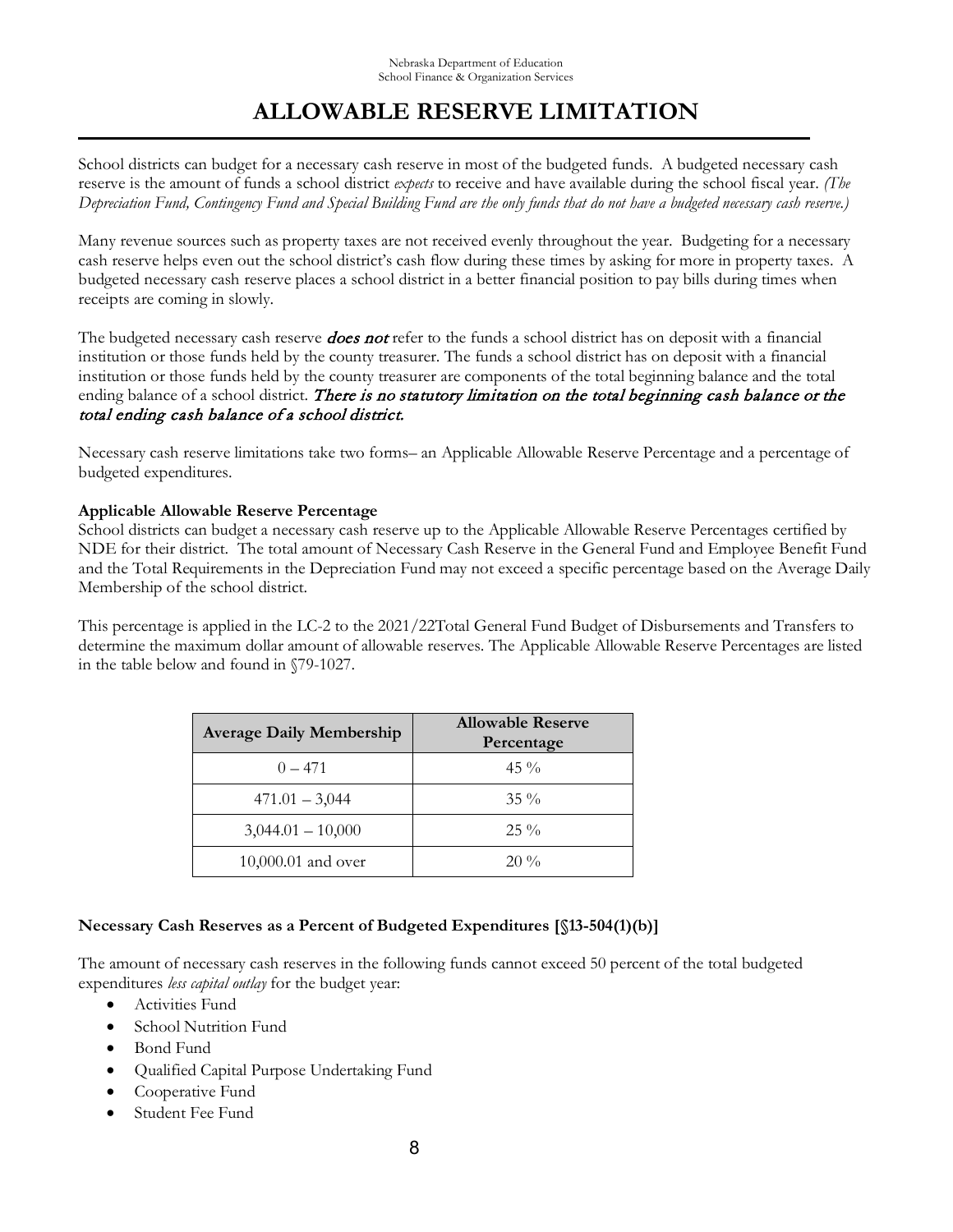# ALLOWABLE RESERVE LIMITATION

School districts can budget for a necessary cash reserve in most of the budgeted funds. A budgeted necessary cash reserve is the amount of funds a school district *expects* to receive and have available during the school fiscal year. *(The Depreciation Fund, Contingency Fund and Special Building Fund are the only funds that do not have a budgeted necessary cash reserve.)*

Many revenue sources such as property taxes are not received evenly throughout the year. Budgeting for a necessary cash reserve helps even out the school district's cash flow during these times by asking for more in property taxes. A budgeted necessary cash reserve places a school district in a better financial position to pay bills during times when receipts are coming in slowly.

The budgeted necessary cash reserve ***does not*** refer to the funds a school district has on deposit with a financial institution or those funds held by the county treasurer. The funds a school district has on deposit with a financial institution or those funds held by the county treasurer are components of the total beginning balance and the total ending balance of a school district. *There is no statutory limitation on the total beginning cash balance or the total ending cash balance of a school district.*

Necessary cash reserve limitations take two forms– an Applicable Allowable Reserve Percentage and a percentage of budgeted expenditures.

**Applicable Allowable Reserve Percentage**

School districts can budget a necessary cash reserve up to the Applicable Allowable Reserve Percentages certified by NDE for their district. The total amount of Necessary Cash Reserve in the General Fund and Employee Benefit Fund and the Total Requirements in the Depreciation Fund may not exceed a specific percentage based on the Average Daily Membership of the school district.

This percentage is applied in the LC-2 to the 2021/22Total General Fund Budget of Disbursements and Transfers to determine the maximum dollar amount of allowable reserves. The Applicable Allowable Reserve Percentages are listed in the table below and found in §79-1027.

| Average Daily Membership | Allowable Reserve Percentage |
|---|---|
| 0 – 471 | 45 % |
| 471.01 – 3,044 | 35 % |
| 3,044.01 – 10,000 | 25 % |
| 10,000.01 and over | 20 % |

**Necessary Cash Reserves as a Percent of Budgeted Expenditures [§13-504(1)(b)]**

The amount of necessary cash reserves in the following funds cannot exceed 50 percent of the total budgeted expenditures *less capital outlay* for the budget year:

- Activities Fund
- School Nutrition Fund
- Bond Fund
- Qualified Capital Purpose Undertaking Fund
- Cooperative Fund
- Student Fee Fund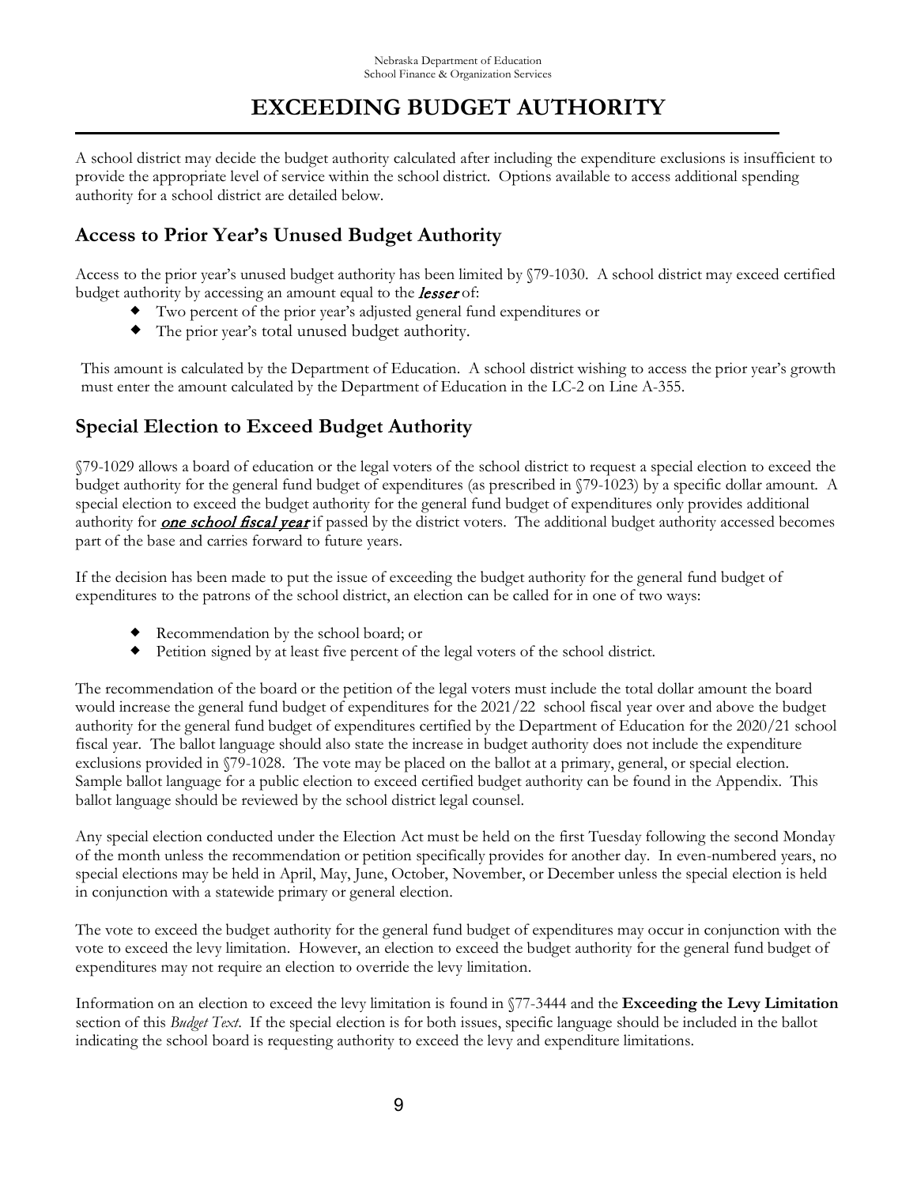# EXCEEDING BUDGET AUTHORITY

A school district may decide the budget authority calculated after including the expenditure exclusions is insufficient to provide the appropriate level of service within the school district. Options available to access additional spending authority for a school district are detailed below.

## Access to Prior Year's Unused Budget Authority

Access to the prior year's unused budget authority has been limited by §79-1030. A school district may exceed certified budget authority by accessing an amount equal to the ***lesser*** of:

- Two percent of the prior year's adjusted general fund expenditures or
- The prior year's total unused budget authority.

This amount is calculated by the Department of Education. A school district wishing to access the prior year's growth must enter the amount calculated by the Department of Education in the LC-2 on Line A-355.

## Special Election to Exceed Budget Authority

§79-1029 allows a board of education or the legal voters of the school district to request a special election to exceed the budget authority for the general fund budget of expenditures (as prescribed in §79-1023) by a specific dollar amount. A special election to exceed the budget authority for the general fund budget of expenditures only provides additional authority for ***one school fiscal year*** if passed by the district voters. The additional budget authority accessed becomes part of the base and carries forward to future years.

If the decision has been made to put the issue of exceeding the budget authority for the general fund budget of expenditures to the patrons of the school district, an election can be called for in one of two ways:

- Recommendation by the school board; or
- Petition signed by at least five percent of the legal voters of the school district.

The recommendation of the board or the petition of the legal voters must include the total dollar amount the board would increase the general fund budget of expenditures for the 2021/22 school fiscal year over and above the budget authority for the general fund budget of expenditures certified by the Department of Education for the 2020/21 school fiscal year. The ballot language should also state the increase in budget authority does not include the expenditure exclusions provided in §79-1028. The vote may be placed on the ballot at a primary, general, or special election. Sample ballot language for a public election to exceed certified budget authority can be found in the Appendix. This ballot language should be reviewed by the school district legal counsel.

Any special election conducted under the Election Act must be held on the first Tuesday following the second Monday of the month unless the recommendation or petition specifically provides for another day. In even-numbered years, no special elections may be held in April, May, June, October, November, or December unless the special election is held in conjunction with a statewide primary or general election.

The vote to exceed the budget authority for the general fund budget of expenditures may occur in conjunction with the vote to exceed the levy limitation. However, an election to exceed the budget authority for the general fund budget of expenditures may not require an election to override the levy limitation.

Information on an election to exceed the levy limitation is found in §77-3444 and the **Exceeding the Levy Limitation** section of this *Budget Text*. If the special election is for both issues, specific language should be included in the ballot indicating the school board is requesting authority to exceed the levy and expenditure limitations.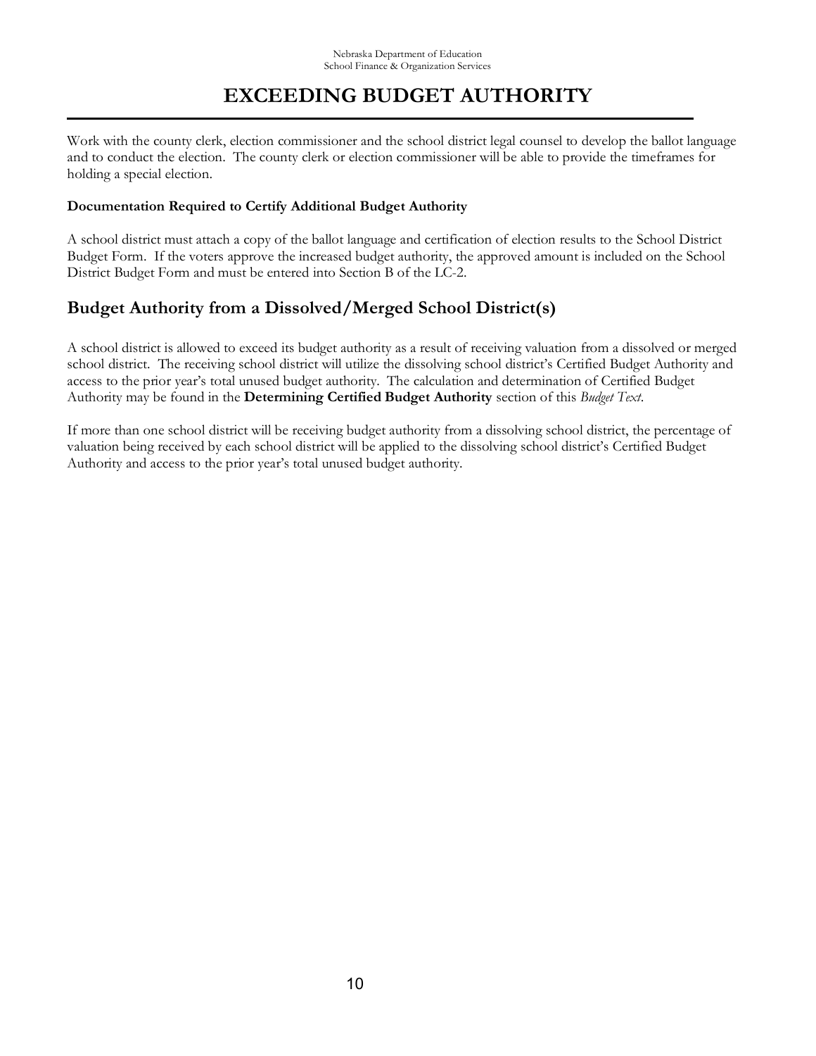# EXCEEDING BUDGET AUTHORITY

Work with the county clerk, election commissioner and the school district legal counsel to develop the ballot language and to conduct the election. The county clerk or election commissioner will be able to provide the timeframes for holding a special election.

**Documentation Required to Certify Additional Budget Authority**

A school district must attach a copy of the ballot language and certification of election results to the School District Budget Form. If the voters approve the increased budget authority, the approved amount is included on the School District Budget Form and must be entered into Section B of the LC-2.

## Budget Authority from a Dissolved/Merged School District(s)

A school district is allowed to exceed its budget authority as a result of receiving valuation from a dissolved or merged school district. The receiving school district will utilize the dissolving school district's Certified Budget Authority and access to the prior year's total unused budget authority. The calculation and determination of Certified Budget Authority may be found in the **Determining Certified Budget Authority** section of this *Budget Text*.

If more than one school district will be receiving budget authority from a dissolving school district, the percentage of valuation being received by each school district will be applied to the dissolving school district's Certified Budget Authority and access to the prior year's total unused budget authority.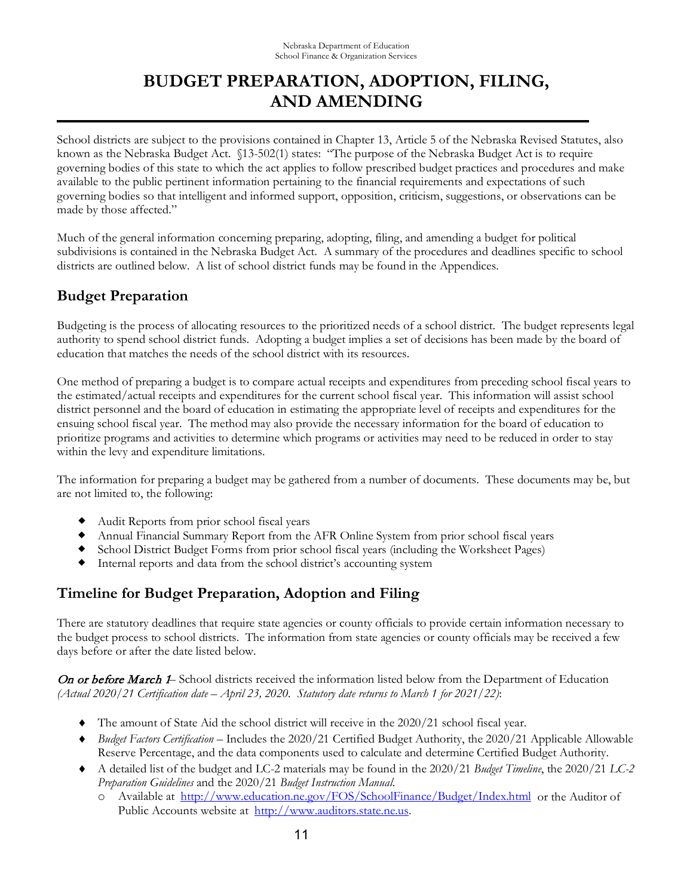# BUDGET PREPARATION, ADOPTION, FILING, AND AMENDING

School districts are subject to the provisions contained in Chapter 13, Article 5 of the Nebraska Revised Statutes, also known as the Nebraska Budget Act. §13-502(1) states: "The purpose of the Nebraska Budget Act is to require governing bodies of this state to which the act applies to follow prescribed budget practices and procedures and make available to the public pertinent information pertaining to the financial requirements and expectations of such governing bodies so that intelligent and informed support, opposition, criticism, suggestions, or observations can be made by those affected."

Much of the general information concerning preparing, adopting, filing, and amending a budget for political subdivisions is contained in the Nebraska Budget Act. A summary of the procedures and deadlines specific to school districts are outlined below. A list of school district funds may be found in the Appendices.

## Budget Preparation

Budgeting is the process of allocating resources to the prioritized needs of a school district. The budget represents legal authority to spend school district funds. Adopting a budget implies a set of decisions has been made by the board of education that matches the needs of the school district with its resources.

One method of preparing a budget is to compare actual receipts and expenditures from preceding school fiscal years to the estimated/actual receipts and expenditures for the current school fiscal year. This information will assist school district personnel and the board of education in estimating the appropriate level of receipts and expenditures for the ensuing school fiscal year. The method may also provide the necessary information for the board of education to prioritize programs and activities to determine which programs or activities may need to be reduced in order to stay within the levy and expenditure limitations.

The information for preparing a budget may be gathered from a number of documents. These documents may be, but are not limited to, the following:

- Audit Reports from prior school fiscal years
- Annual Financial Summary Report from the AFR Online System from prior school fiscal years
- School District Budget Forms from prior school fiscal years (including the Worksheet Pages)
- Internal reports and data from the school district's accounting system

## Timeline for Budget Preparation, Adoption and Filing

There are statutory deadlines that require state agencies or county officials to provide certain information necessary to the budget process to school districts. The information from state agencies or county officials may be received a few days before or after the date listed below.

***On or before March 1***– School districts received the information listed below from the Department of Education *(Actual 2020/21 Certification date – April 23, 2020. Statutory date returns to March 1 for 2021/22)*:

- The amount of State Aid the school district will receive in the 2020/21 school fiscal year.
- *Budget Factors Certification* – Includes the 2020/21 Certified Budget Authority, the 2020/21 Applicable Allowable Reserve Percentage, and the data components used to calculate and determine Certified Budget Authority.
- A detailed list of the budget and LC-2 materials may be found in the 2020/21 *Budget Timeline*, the 2020/21 *LC-2 Preparation Guidelines* and the 2020/21 *Budget Instruction Manual*.
  - Available at http://www.education.ne.gov/FOS/SchoolFinance/Budget/Index.html or the Auditor of Public Accounts website at http://www.auditors.state.ne.us.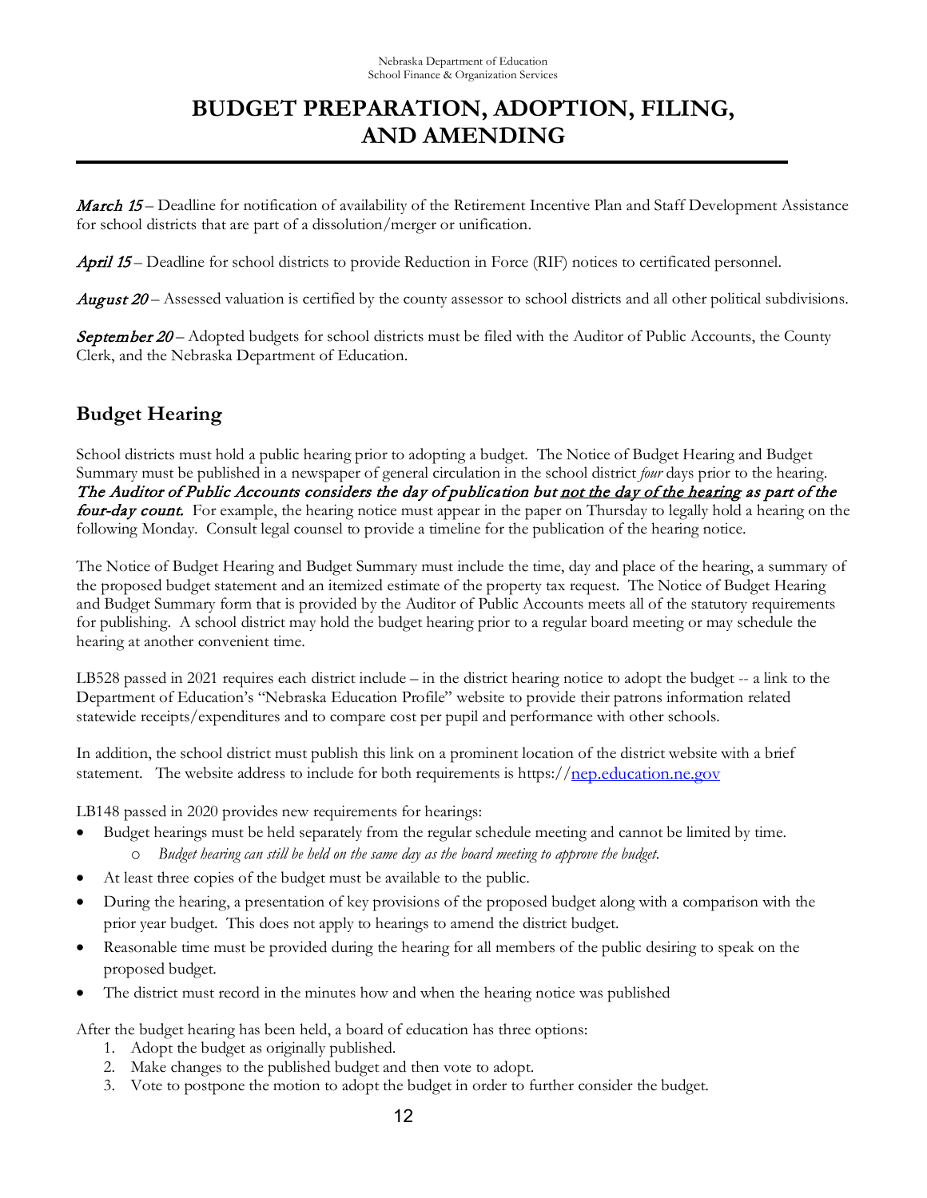# BUDGET PREPARATION, ADOPTION, FILING, AND AMENDING

***March 15*** – Deadline for notification of availability of the Retirement Incentive Plan and Staff Development Assistance for school districts that are part of a dissolution/merger or unification.

***April 15*** – Deadline for school districts to provide Reduction in Force (RIF) notices to certificated personnel.

***August 20*** – Assessed valuation is certified by the county assessor to school districts and all other political subdivisions.

***September 20*** – Adopted budgets for school districts must be filed with the Auditor of Public Accounts, the County Clerk, and the Nebraska Department of Education.

## Budget Hearing

School districts must hold a public hearing prior to adopting a budget. The Notice of Budget Hearing and Budget Summary must be published in a newspaper of general circulation in the school district *four* days prior to the hearing. ***The Auditor of Public Accounts considers the day of publication but <u>not the day of the hearing</u> as part of the four-day count.*** For example, the hearing notice must appear in the paper on Thursday to legally hold a hearing on the following Monday. Consult legal counsel to provide a timeline for the publication of the hearing notice.

The Notice of Budget Hearing and Budget Summary must include the time, day and place of the hearing, a summary of the proposed budget statement and an itemized estimate of the property tax request. The Notice of Budget Hearing and Budget Summary form that is provided by the Auditor of Public Accounts meets all of the statutory requirements for publishing. A school district may hold the budget hearing prior to a regular board meeting or may schedule the hearing at another convenient time.

LB528 passed in 2021 requires each district include – in the district hearing notice to adopt the budget -- a link to the Department of Education's "Nebraska Education Profile" website to provide their patrons information related statewide receipts/expenditures and to compare cost per pupil and performance with other schools.

In addition, the school district must publish this link on a prominent location of the district website with a brief statement. The website address to include for both requirements is https://nep.education.ne.gov

LB148 passed in 2020 provides new requirements for hearings:

- Budget hearings must be held separately from the regular schedule meeting and cannot be limited by time.
  - *Budget hearing can still be held on the same day as the board meeting to approve the budget.*
- At least three copies of the budget must be available to the public.
- During the hearing, a presentation of key provisions of the proposed budget along with a comparison with the prior year budget. This does not apply to hearings to amend the district budget.
- Reasonable time must be provided during the hearing for all members of the public desiring to speak on the proposed budget.
- The district must record in the minutes how and when the hearing notice was published

After the budget hearing has been held, a board of education has three options:

1. Adopt the budget as originally published.
2. Make changes to the published budget and then vote to adopt.
3. Vote to postpone the motion to adopt the budget in order to further consider the budget.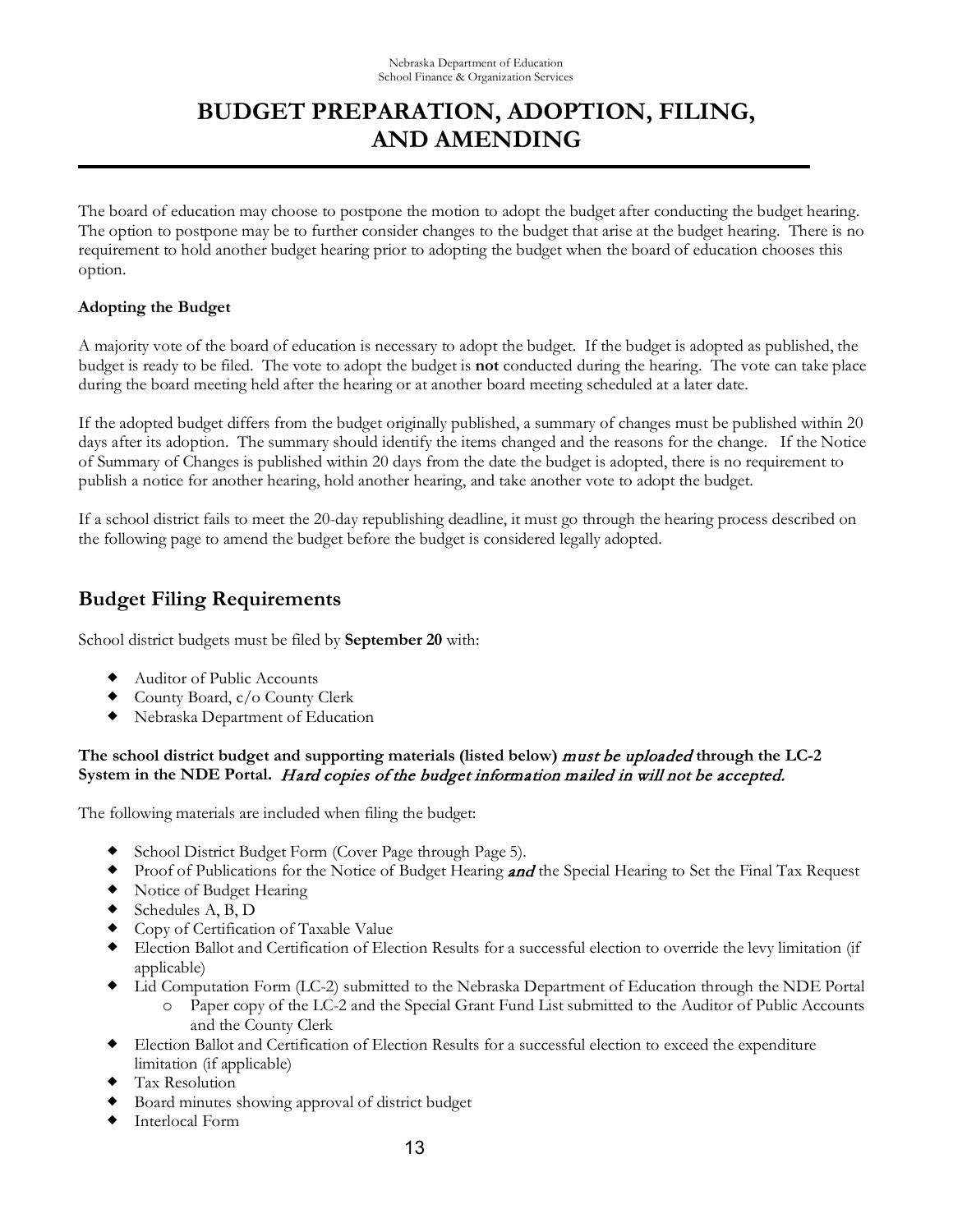# BUDGET PREPARATION, ADOPTION, FILING, AND AMENDING

The board of education may choose to postpone the motion to adopt the budget after conducting the budget hearing. The option to postpone may be to further consider changes to the budget that arise at the budget hearing. There is no requirement to hold another budget hearing prior to adopting the budget when the board of education chooses this option.

**Adopting the Budget**

A majority vote of the board of education is necessary to adopt the budget. If the budget is adopted as published, the budget is ready to be filed. The vote to adopt the budget is **not** conducted during the hearing. The vote can take place during the board meeting held after the hearing or at another board meeting scheduled at a later date.

If the adopted budget differs from the budget originally published, a summary of changes must be published within 20 days after its adoption. The summary should identify the items changed and the reasons for the change. If the Notice of Summary of Changes is published within 20 days from the date the budget is adopted, there is no requirement to publish a notice for another hearing, hold another hearing, and take another vote to adopt the budget.

If a school district fails to meet the 20-day republishing deadline, it must go through the hearing process described on the following page to amend the budget before the budget is considered legally adopted.

## Budget Filing Requirements

School district budgets must be filed by **September 20** with:

- Auditor of Public Accounts
- County Board, c/o County Clerk
- Nebraska Department of Education

**The school district budget and supporting materials (listed below)** ***must be uploaded*** **through the LC-2 System in the NDE Portal.** *Hard copies of the budget information mailed in will not be accepted.*

The following materials are included when filing the budget:

- School District Budget Form (Cover Page through Page 5).
- Proof of Publications for the Notice of Budget Hearing ***and*** the Special Hearing to Set the Final Tax Request
- Notice of Budget Hearing
- Schedules A, B, D
- Copy of Certification of Taxable Value
- Election Ballot and Certification of Election Results for a successful election to override the levy limitation (if applicable)
- Lid Computation Form (LC-2) submitted to the Nebraska Department of Education through the NDE Portal
  - Paper copy of the LC-2 and the Special Grant Fund List submitted to the Auditor of Public Accounts and the County Clerk
- Election Ballot and Certification of Election Results for a successful election to exceed the expenditure limitation (if applicable)
- Tax Resolution
- Board minutes showing approval of district budget
- Interlocal Form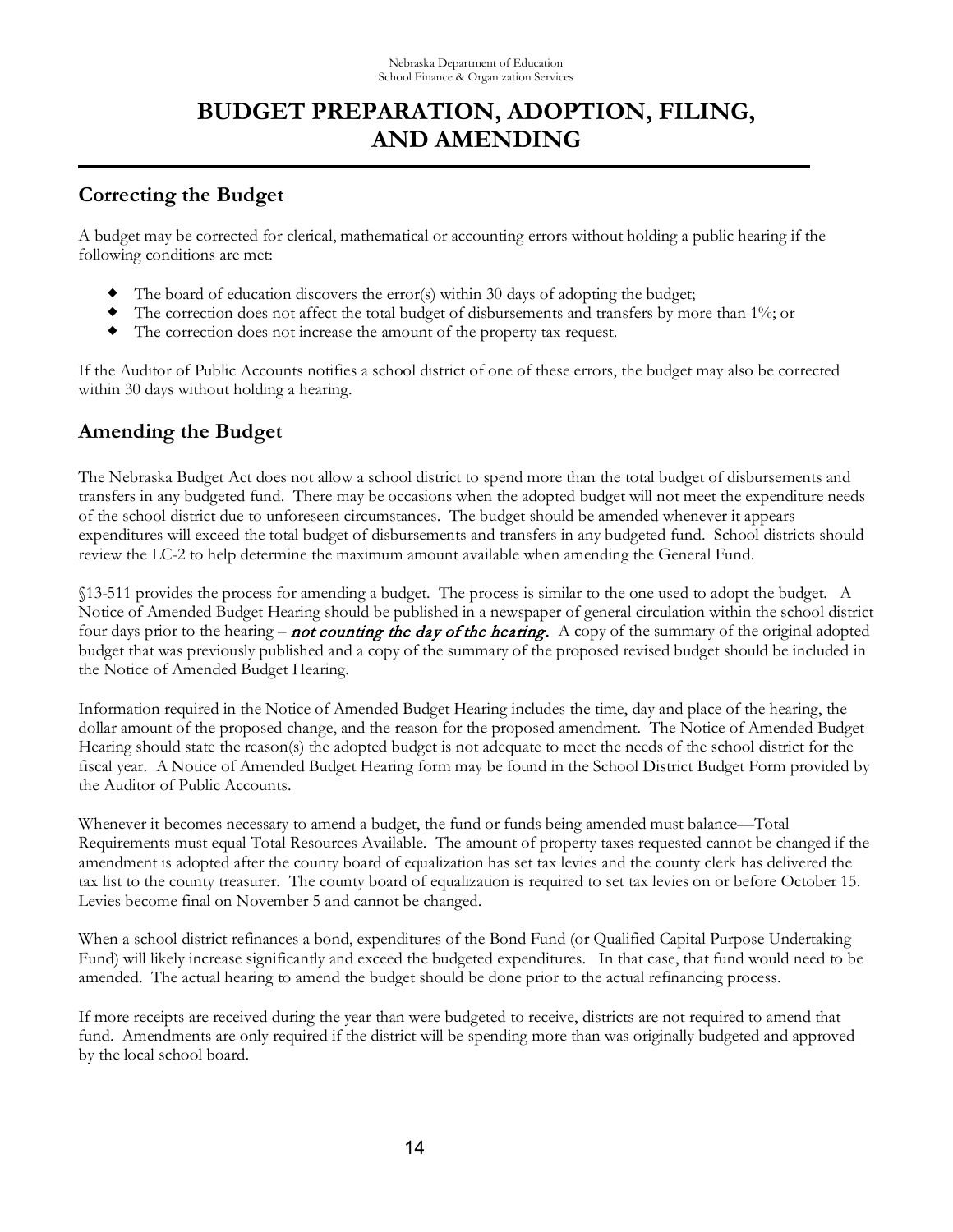# BUDGET PREPARATION, ADOPTION, FILING, AND AMENDING

## Correcting the Budget

A budget may be corrected for clerical, mathematical or accounting errors without holding a public hearing if the following conditions are met:

- The board of education discovers the error(s) within 30 days of adopting the budget;
- The correction does not affect the total budget of disbursements and transfers by more than 1%; or
- The correction does not increase the amount of the property tax request.

If the Auditor of Public Accounts notifies a school district of one of these errors, the budget may also be corrected within 30 days without holding a hearing.

## Amending the Budget

The Nebraska Budget Act does not allow a school district to spend more than the total budget of disbursements and transfers in any budgeted fund. There may be occasions when the adopted budget will not meet the expenditure needs of the school district due to unforeseen circumstances. The budget should be amended whenever it appears expenditures will exceed the total budget of disbursements and transfers in any budgeted fund. School districts should review the LC-2 to help determine the maximum amount available when amending the General Fund.

§13-511 provides the process for amending a budget. The process is similar to the one used to adopt the budget. A Notice of Amended Budget Hearing should be published in a newspaper of general circulation within the school district four days prior to the hearing – ***not counting the day of the hearing.*** A copy of the summary of the original adopted budget that was previously published and a copy of the summary of the proposed revised budget should be included in the Notice of Amended Budget Hearing.

Information required in the Notice of Amended Budget Hearing includes the time, day and place of the hearing, the dollar amount of the proposed change, and the reason for the proposed amendment. The Notice of Amended Budget Hearing should state the reason(s) the adopted budget is not adequate to meet the needs of the school district for the fiscal year. A Notice of Amended Budget Hearing form may be found in the School District Budget Form provided by the Auditor of Public Accounts.

Whenever it becomes necessary to amend a budget, the fund or funds being amended must balance—Total Requirements must equal Total Resources Available. The amount of property taxes requested cannot be changed if the amendment is adopted after the county board of equalization has set tax levies and the county clerk has delivered the tax list to the county treasurer. The county board of equalization is required to set tax levies on or before October 15. Levies become final on November 5 and cannot be changed.

When a school district refinances a bond, expenditures of the Bond Fund (or Qualified Capital Purpose Undertaking Fund) will likely increase significantly and exceed the budgeted expenditures. In that case, that fund would need to be amended. The actual hearing to amend the budget should be done prior to the actual refinancing process.

If more receipts are received during the year than were budgeted to receive, districts are not required to amend that fund. Amendments are only required if the district will be spending more than was originally budgeted and approved by the local school board.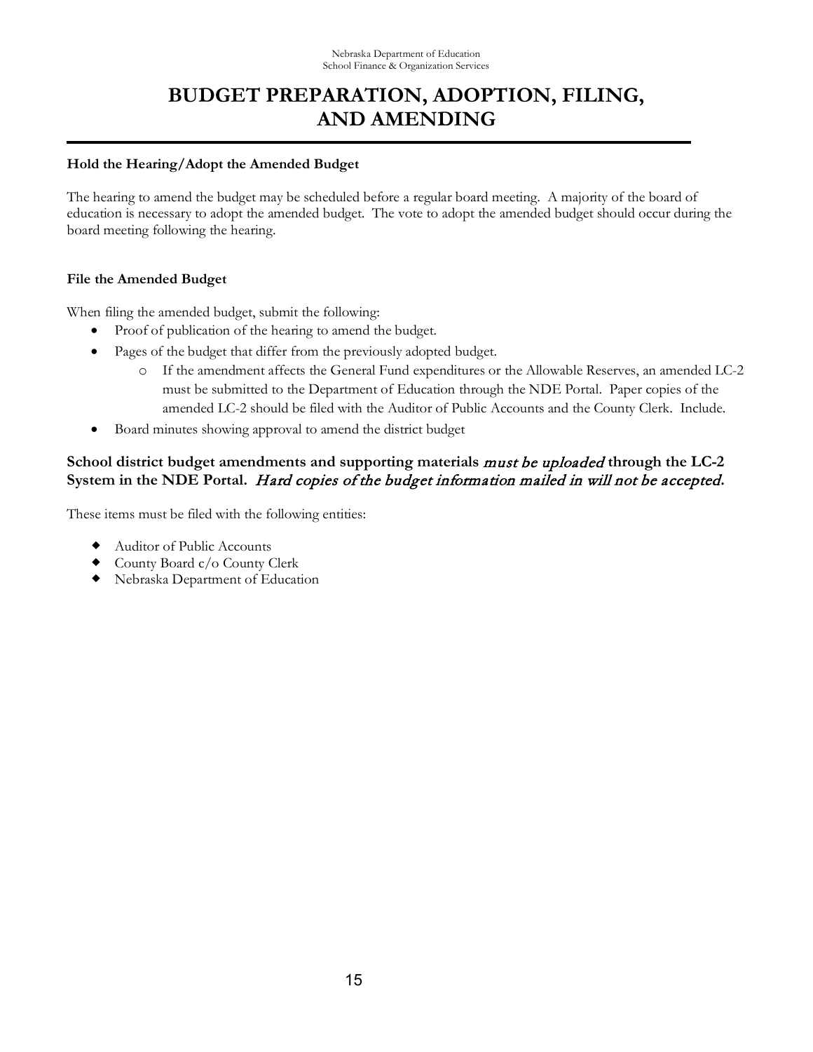# BUDGET PREPARATION, ADOPTION, FILING, AND AMENDING

**Hold the Hearing/Adopt the Amended Budget**

The hearing to amend the budget may be scheduled before a regular board meeting. A majority of the board of education is necessary to adopt the amended budget. The vote to adopt the amended budget should occur during the board meeting following the hearing.

**File the Amended Budget**

When filing the amended budget, submit the following:

- Proof of publication of the hearing to amend the budget.
- Pages of the budget that differ from the previously adopted budget.
  - If the amendment affects the General Fund expenditures or the Allowable Reserves, an amended LC-2 must be submitted to the Department of Education through the NDE Portal. Paper copies of the amended LC-2 should be filed with the Auditor of Public Accounts and the County Clerk. Include.
- Board minutes showing approval to amend the district budget

### School district budget amendments and supporting materials *must be uploaded* through the LC-2 System in the NDE Portal. *Hard copies of the budget information mailed in will not be accepted*.

These items must be filed with the following entities:

- Auditor of Public Accounts
- County Board c/o County Clerk
- Nebraska Department of Education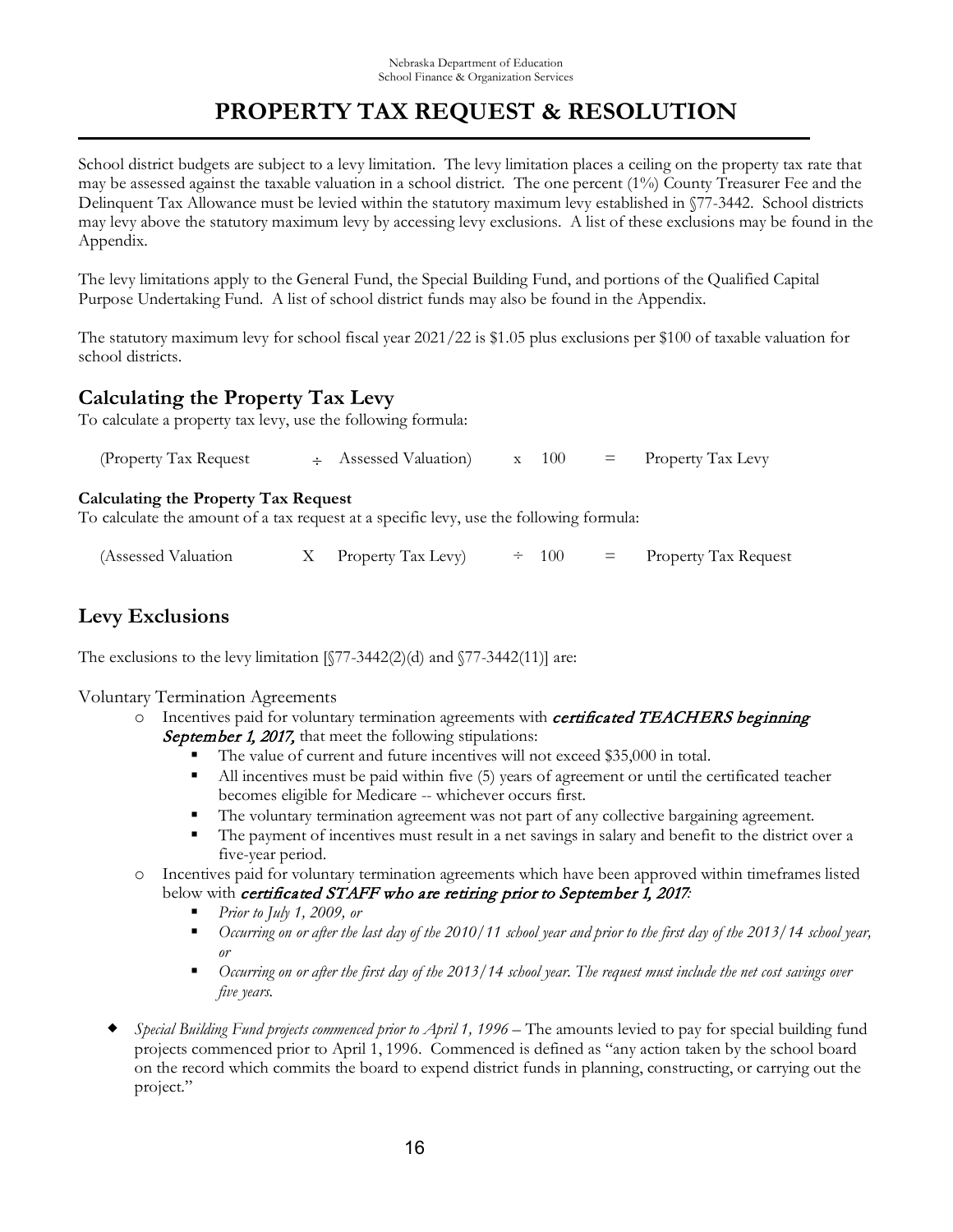Nebraska Department of Education
School Finance & Organization Services

# PROPERTY TAX REQUEST & RESOLUTION

School district budgets are subject to a levy limitation. The levy limitation places a ceiling on the property tax rate that may be assessed against the taxable valuation in a school district. The one percent (1%) County Treasurer Fee and the Delinquent Tax Allowance must be levied within the statutory maximum levy established in §77-3442. School districts may levy above the statutory maximum levy by accessing levy exclusions. A list of these exclusions may be found in the Appendix.

The levy limitations apply to the General Fund, the Special Building Fund, and portions of the Qualified Capital Purpose Undertaking Fund. A list of school district funds may also be found in the Appendix.

The statutory maximum levy for school fiscal year 2021/22 is $1.05 plus exclusions per $100 of taxable valuation for school districts.

## Calculating the Property Tax Levy

To calculate a property tax levy, use the following formula:

(Property Tax Request ÷ Assessed Valuation) x 100 = Property Tax Levy

### Calculating the Property Tax Request

To calculate the amount of a tax request at a specific levy, use the following formula:

(Assessed Valuation X Property Tax Levy) ÷ 100 = Property Tax Request

## Levy Exclusions

The exclusions to the levy limitation [§77-3442(2)(d) and §77-3442(11)] are:

Voluntary Termination Agreements

- Incentives paid for voluntary termination agreements with ***certificated TEACHERS beginning September 1, 2017,*** that meet the following stipulations:
  - The value of current and future incentives will not exceed $35,000 in total.
  - All incentives must be paid within five (5) years of agreement or until the certificated teacher becomes eligible for Medicare -- whichever occurs first.
  - The voluntary termination agreement was not part of any collective bargaining agreement.
  - The payment of incentives must result in a net savings in salary and benefit to the district over a five-year period.
- Incentives paid for voluntary termination agreements which have been approved within timeframes listed below with ***certificated STAFF who are retiring prior to September 1, 2017:***
  - *Prior to July 1, 2009, or*
  - *Occurring on or after the last day of the 2010/11 school year and prior to the first day of the 2013/14 school year, or*
  - *Occurring on or after the first day of the 2013/14 school year. The request must include the net cost savings over five years.*

- *Special Building Fund projects commenced prior to April 1, 1996* – The amounts levied to pay for special building fund projects commenced prior to April 1, 1996. Commenced is defined as "any action taken by the school board on the record which commits the board to expend district funds in planning, constructing, or carrying out the project."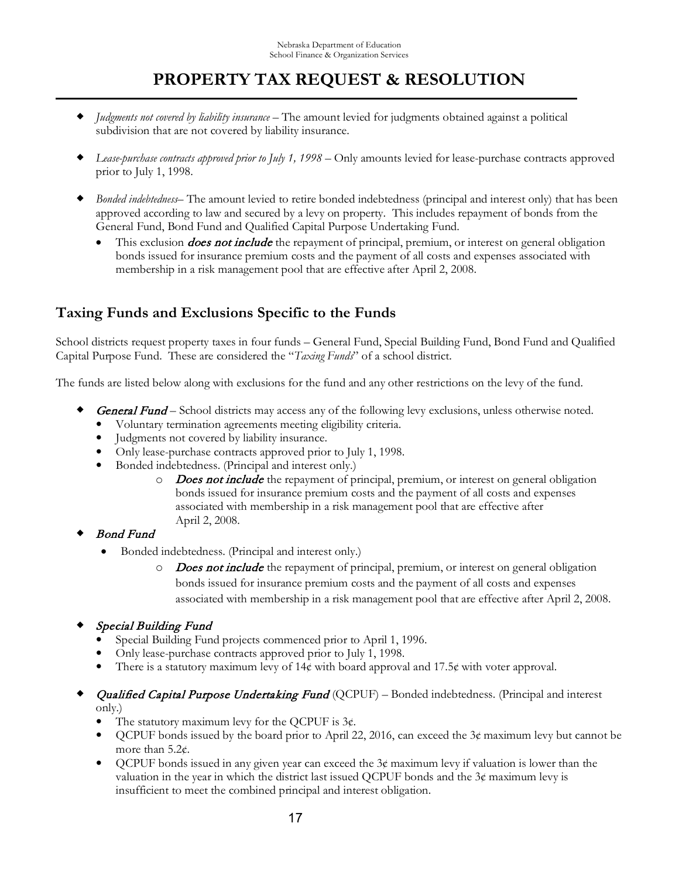# PROPERTY TAX REQUEST & RESOLUTION

- *Judgments not covered by liability insurance* – The amount levied for judgments obtained against a political subdivision that are not covered by liability insurance.
- *Lease-purchase contracts approved prior to July 1, 1998* – Only amounts levied for lease-purchase contracts approved prior to July 1, 1998.
- *Bonded indebtedness*– The amount levied to retire bonded indebtedness (principal and interest only) that has been approved according to law and secured by a levy on property. This includes repayment of bonds from the General Fund, Bond Fund and Qualified Capital Purpose Undertaking Fund.
  - This exclusion ***does not include*** the repayment of principal, premium, or interest on general obligation bonds issued for insurance premium costs and the payment of all costs and expenses associated with membership in a risk management pool that are effective after April 2, 2008.

## Taxing Funds and Exclusions Specific to the Funds

School districts request property taxes in four funds – General Fund, Special Building Fund, Bond Fund and Qualified Capital Purpose Fund. These are considered the "*Taxing Funds*" of a school district.

The funds are listed below along with exclusions for the fund and any other restrictions on the levy of the fund.

- ***General Fund*** – School districts may access any of the following levy exclusions, unless otherwise noted.
  - Voluntary termination agreements meeting eligibility criteria.
  - Judgments not covered by liability insurance.
  - Only lease-purchase contracts approved prior to July 1, 1998.
  - Bonded indebtedness. (Principal and interest only.)
    - ***Does not include*** the repayment of principal, premium, or interest on general obligation bonds issued for insurance premium costs and the payment of all costs and expenses associated with membership in a risk management pool that are effective after April 2, 2008.
- ***Bond Fund***
  - Bonded indebtedness. (Principal and interest only.)
    - ***Does not include*** the repayment of principal, premium, or interest on general obligation bonds issued for insurance premium costs and the payment of all costs and expenses associated with membership in a risk management pool that are effective after April 2, 2008.
- ***Special Building Fund***
  - Special Building Fund projects commenced prior to April 1, 1996.
  - Only lease-purchase contracts approved prior to July 1, 1998.
  - There is a statutory maximum levy of 14¢ with board approval and 17.5¢ with voter approval.
- ***Qualified Capital Purpose Undertaking Fund*** (QCPUF) – Bonded indebtedness. (Principal and interest only.)
  - The statutory maximum levy for the QCPUF is 3¢.
  - QCPUF bonds issued by the board prior to April 22, 2016, can exceed the 3¢ maximum levy but cannot be more than 5.2¢.
  - QCPUF bonds issued in any given year can exceed the 3¢ maximum levy if valuation is lower than the valuation in the year in which the district last issued QCPUF bonds and the 3¢ maximum levy is insufficient to meet the combined principal and interest obligation.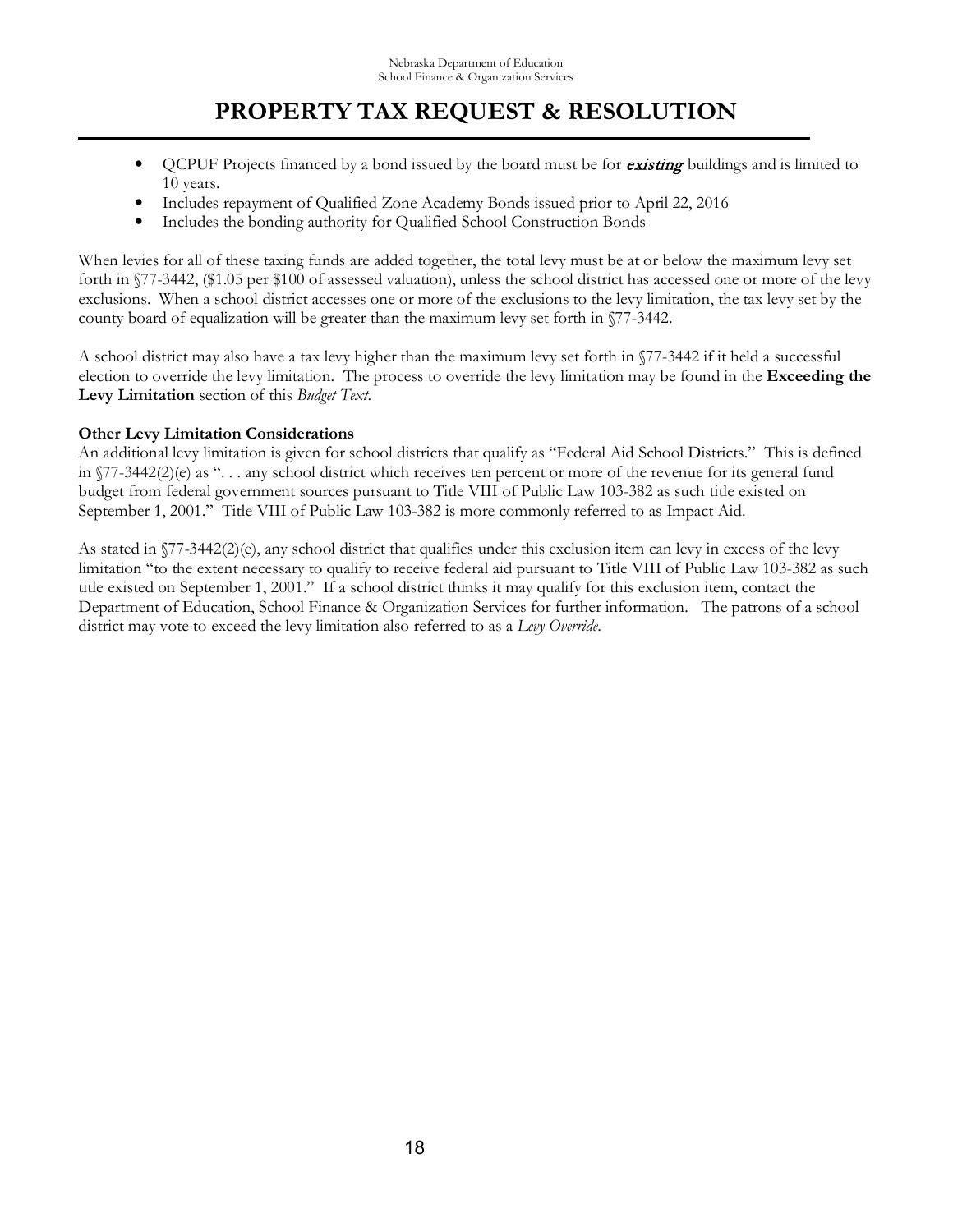# PROPERTY TAX REQUEST & RESOLUTION

- QCPUF Projects financed by a bond issued by the board must be for ***existing*** buildings and is limited to 10 years.
- Includes repayment of Qualified Zone Academy Bonds issued prior to April 22, 2016
- Includes the bonding authority for Qualified School Construction Bonds

When levies for all of these taxing funds are added together, the total levy must be at or below the maximum levy set forth in §77-3442, ($1.05 per $100 of assessed valuation), unless the school district has accessed one or more of the levy exclusions. When a school district accesses one or more of the exclusions to the levy limitation, the tax levy set by the county board of equalization will be greater than the maximum levy set forth in §77-3442.

A school district may also have a tax levy higher than the maximum levy set forth in §77-3442 if it held a successful election to override the levy limitation. The process to override the levy limitation may be found in the **Exceeding the Levy Limitation** section of this *Budget Text*.

**Other Levy Limitation Considerations**

An additional levy limitation is given for school districts that qualify as "Federal Aid School Districts." This is defined in §77-3442(2)(e) as ". . . any school district which receives ten percent or more of the revenue for its general fund budget from federal government sources pursuant to Title VIII of Public Law 103-382 as such title existed on September 1, 2001." Title VIII of Public Law 103-382 is more commonly referred to as Impact Aid.

As stated in §77-3442(2)(e), any school district that qualifies under this exclusion item can levy in excess of the levy limitation "to the extent necessary to qualify to receive federal aid pursuant to Title VIII of Public Law 103-382 as such title existed on September 1, 2001." If a school district thinks it may qualify for this exclusion item, contact the Department of Education, School Finance & Organization Services for further information. The patrons of a school district may vote to exceed the levy limitation also referred to as a *Levy Override*.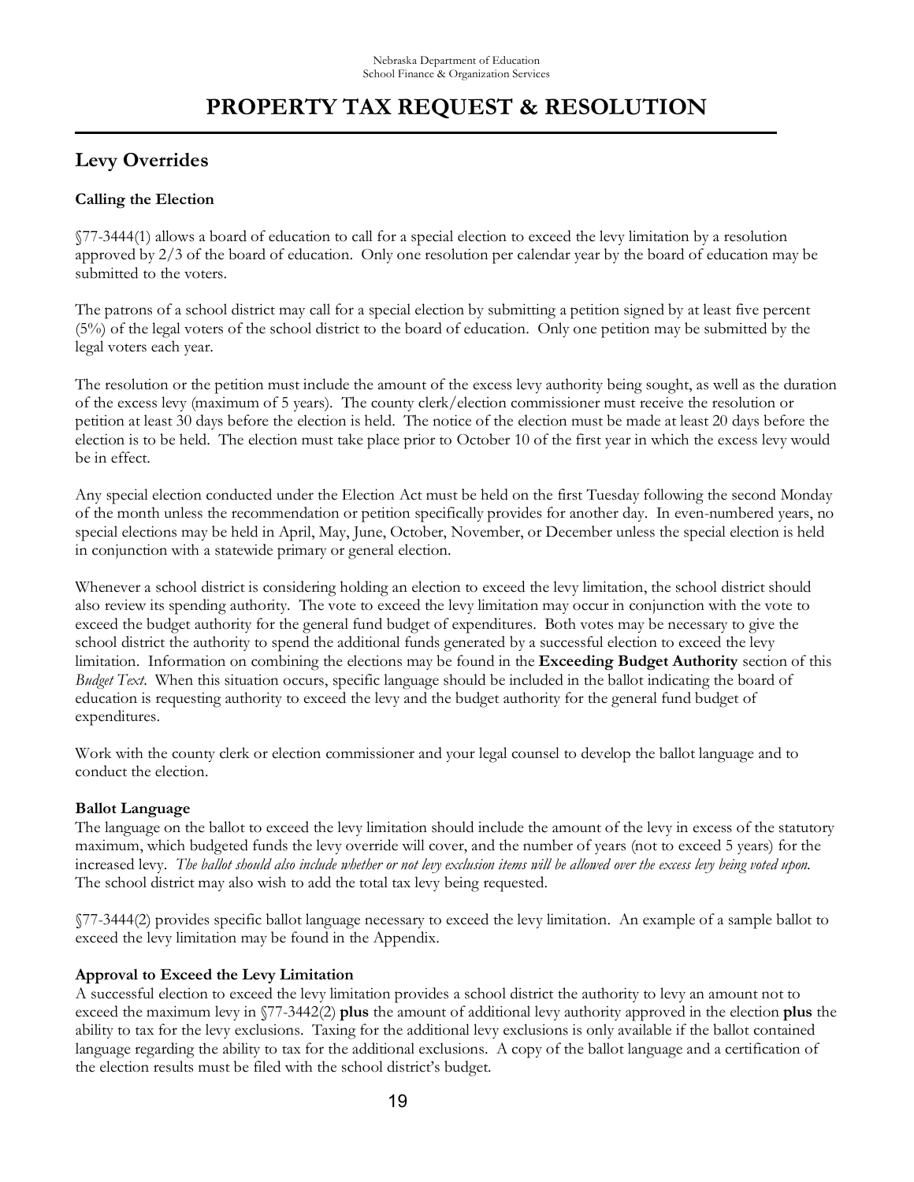# PROPERTY TAX REQUEST & RESOLUTION

## Levy Overrides

### Calling the Election

§77-3444(1) allows a board of education to call for a special election to exceed the levy limitation by a resolution approved by 2/3 of the board of education. Only one resolution per calendar year by the board of education may be submitted to the voters.

The patrons of a school district may call for a special election by submitting a petition signed by at least five percent (5%) of the legal voters of the school district to the board of education. Only one petition may be submitted by the legal voters each year.

The resolution or the petition must include the amount of the excess levy authority being sought, as well as the duration of the excess levy (maximum of 5 years). The county clerk/election commissioner must receive the resolution or petition at least 30 days before the election is held. The notice of the election must be made at least 20 days before the election is to be held. The election must take place prior to October 10 of the first year in which the excess levy would be in effect.

Any special election conducted under the Election Act must be held on the first Tuesday following the second Monday of the month unless the recommendation or petition specifically provides for another day. In even-numbered years, no special elections may be held in April, May, June, October, November, or December unless the special election is held in conjunction with a statewide primary or general election.

Whenever a school district is considering holding an election to exceed the levy limitation, the school district should also review its spending authority. The vote to exceed the levy limitation may occur in conjunction with the vote to exceed the budget authority for the general fund budget of expenditures. Both votes may be necessary to give the school district the authority to spend the additional funds generated by a successful election to exceed the levy limitation. Information on combining the elections may be found in the **Exceeding Budget Authority** section of this *Budget Text*. When this situation occurs, specific language should be included in the ballot indicating the board of education is requesting authority to exceed the levy and the budget authority for the general fund budget of expenditures.

Work with the county clerk or election commissioner and your legal counsel to develop the ballot language and to conduct the election.

### Ballot Language

The language on the ballot to exceed the levy limitation should include the amount of the levy in excess of the statutory maximum, which budgeted funds the levy override will cover, and the number of years (not to exceed 5 years) for the increased levy. *The ballot should also include whether or not levy exclusion items will be allowed over the excess levy being voted upon.* The school district may also wish to add the total tax levy being requested.

§77-3444(2) provides specific ballot language necessary to exceed the levy limitation. An example of a sample ballot to exceed the levy limitation may be found in the Appendix.

### Approval to Exceed the Levy Limitation

A successful election to exceed the levy limitation provides a school district the authority to levy an amount not to exceed the maximum levy in §77-3442(2) **plus** the amount of additional levy authority approved in the election **plus** the ability to tax for the levy exclusions. Taxing for the additional levy exclusions is only available if the ballot contained language regarding the ability to tax for the additional exclusions. A copy of the ballot language and a certification of the election results must be filed with the school district's budget.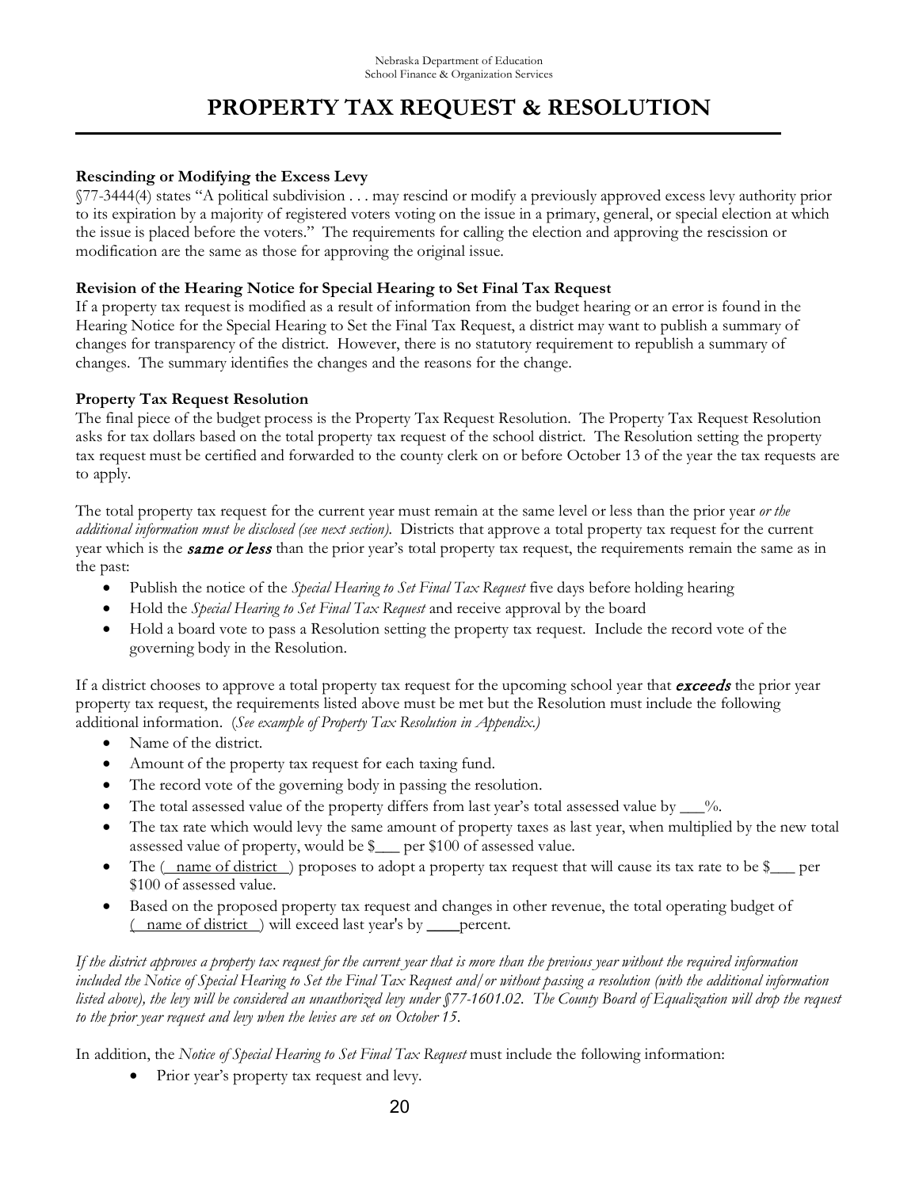# PROPERTY TAX REQUEST & RESOLUTION

**Rescinding or Modifying the Excess Levy**
§77-3444(4) states "A political subdivision . . . may rescind or modify a previously approved excess levy authority prior to its expiration by a majority of registered voters voting on the issue in a primary, general, or special election at which the issue is placed before the voters." The requirements for calling the election and approving the rescission or modification are the same as those for approving the original issue.

**Revision of the Hearing Notice for Special Hearing to Set Final Tax Request**
If a property tax request is modified as a result of information from the budget hearing or an error is found in the Hearing Notice for the Special Hearing to Set the Final Tax Request, a district may want to publish a summary of changes for transparency of the district. However, there is no statutory requirement to republish a summary of changes. The summary identifies the changes and the reasons for the change.

**Property Tax Request Resolution**
The final piece of the budget process is the Property Tax Request Resolution. The Property Tax Request Resolution asks for tax dollars based on the total property tax request of the school district. The Resolution setting the property tax request must be certified and forwarded to the county clerk on or before October 13 of the year the tax requests are to apply.

The total property tax request for the current year must remain at the same level or less than the prior year *or the additional information must be disclosed (see next section).* Districts that approve a total property tax request for the current year which is the ***same or less*** than the prior year's total property tax request, the requirements remain the same as in the past:

- Publish the notice of the *Special Hearing to Set Final Tax Request* five days before holding hearing
- Hold the *Special Hearing to Set Final Tax Request* and receive approval by the board
- Hold a board vote to pass a Resolution setting the property tax request. Include the record vote of the governing body in the Resolution.

If a district chooses to approve a total property tax request for the upcoming school year that ***exceeds*** the prior year property tax request, the requirements listed above must be met but the Resolution must include the following additional information. (*See example of Property Tax Resolution in Appendix.)*

- Name of the district.
- Amount of the property tax request for each taxing fund.
- The record vote of the governing body in passing the resolution.
- The total assessed value of the property differs from last year's total assessed value by ___%.
- The tax rate which would levy the same amount of property taxes as last year, when multiplied by the new total assessed value of property, would be $___ per $100 of assessed value.
- The ( name of district ) proposes to adopt a property tax request that will cause its tax rate to be $___ per $100 of assessed value.
- Based on the proposed property tax request and changes in other revenue, the total operating budget of ( name of district ) will exceed last year's by ____percent.

*If the district approves a property tax request for the current year that is more than the previous year without the required information included the Notice of Special Hearing to Set the Final Tax Request and/or without passing a resolution (with the additional information listed above), the levy will be considered an unauthorized levy under §77-1601.02. The County Board of Equalization will drop the request to the prior year request and levy when the levies are set on October 15.*

In addition, the *Notice of Special Hearing to Set Final Tax Request* must include the following information:

- Prior year's property tax request and levy.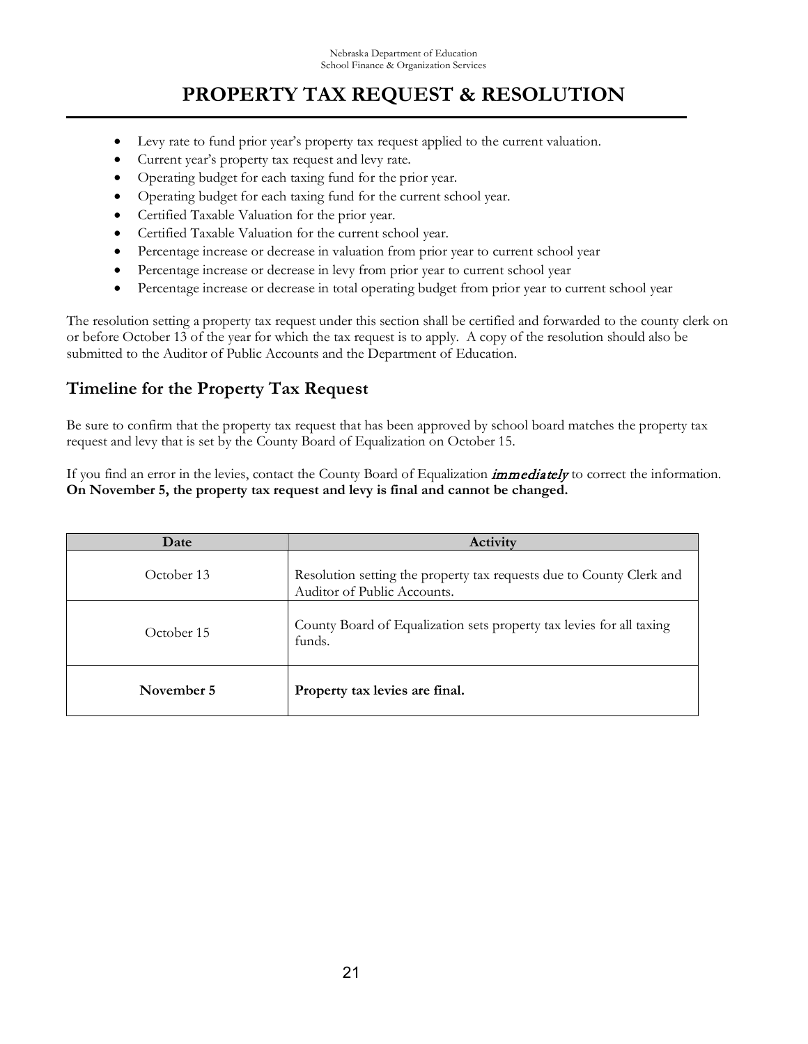# PROPERTY TAX REQUEST & RESOLUTION

- Levy rate to fund prior year's property tax request applied to the current valuation.
- Current year's property tax request and levy rate.
- Operating budget for each taxing fund for the prior year.
- Operating budget for each taxing fund for the current school year.
- Certified Taxable Valuation for the prior year.
- Certified Taxable Valuation for the current school year.
- Percentage increase or decrease in valuation from prior year to current school year
- Percentage increase or decrease in levy from prior year to current school year
- Percentage increase or decrease in total operating budget from prior year to current school year

The resolution setting a property tax request under this section shall be certified and forwarded to the county clerk on or before October 13 of the year for which the tax request is to apply. A copy of the resolution should also be submitted to the Auditor of Public Accounts and the Department of Education.

## Timeline for the Property Tax Request

Be sure to confirm that the property tax request that has been approved by school board matches the property tax request and levy that is set by the County Board of Equalization on October 15.

If you find an error in the levies, contact the County Board of Equalization *immediately* to correct the information. **On November 5, the property tax request and levy is final and cannot be changed.**

| Date | Activity |
|---|---|
| October 13 | Resolution setting the property tax requests due to County Clerk and Auditor of Public Accounts. |
| October 15 | County Board of Equalization sets property tax levies for all taxing funds. |
| **November 5** | **Property tax levies are final.** |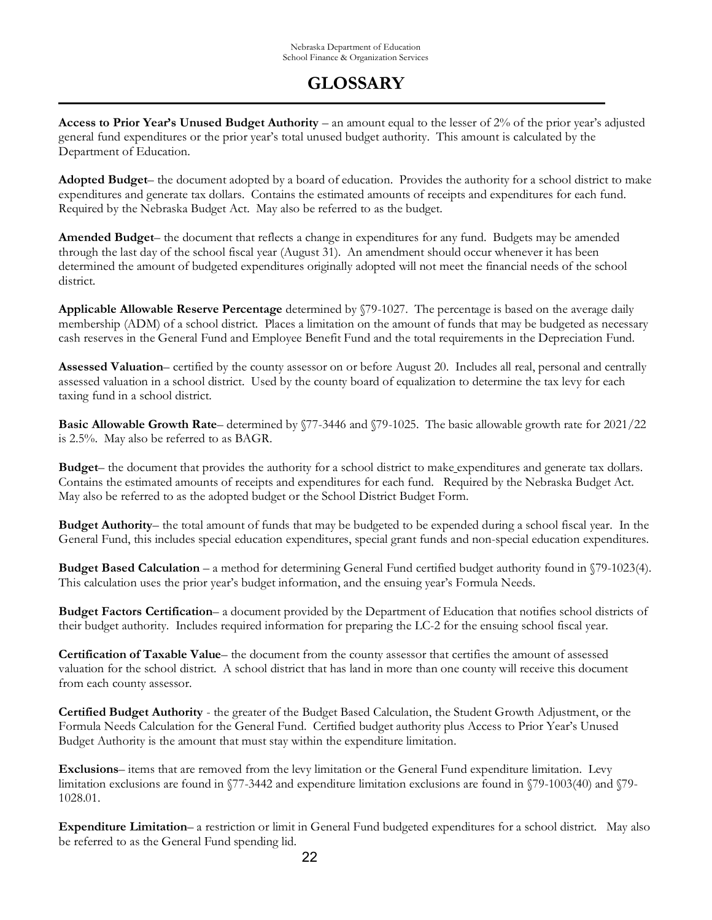# GLOSSARY

**Access to Prior Year's Unused Budget Authority** – an amount equal to the lesser of 2% of the prior year's adjusted general fund expenditures or the prior year's total unused budget authority. This amount is calculated by the Department of Education.

**Adopted Budget**– the document adopted by a board of education. Provides the authority for a school district to make expenditures and generate tax dollars. Contains the estimated amounts of receipts and expenditures for each fund. Required by the Nebraska Budget Act. May also be referred to as the budget.

**Amended Budget**– the document that reflects a change in expenditures for any fund. Budgets may be amended through the last day of the school fiscal year (August 31). An amendment should occur whenever it has been determined the amount of budgeted expenditures originally adopted will not meet the financial needs of the school district.

**Applicable Allowable Reserve Percentage** determined by §79-1027. The percentage is based on the average daily membership (ADM) of a school district. Places a limitation on the amount of funds that may be budgeted as necessary cash reserves in the General Fund and Employee Benefit Fund and the total requirements in the Depreciation Fund.

**Assessed Valuation**– certified by the county assessor on or before August 20. Includes all real, personal and centrally assessed valuation in a school district. Used by the county board of equalization to determine the tax levy for each taxing fund in a school district.

**Basic Allowable Growth Rate**– determined by §77-3446 and §79-1025. The basic allowable growth rate for 2021/22 is 2.5%. May also be referred to as BAGR.

**Budget**– the document that provides the authority for a school district to make expenditures and generate tax dollars. Contains the estimated amounts of receipts and expenditures for each fund. Required by the Nebraska Budget Act. May also be referred to as the adopted budget or the School District Budget Form.

**Budget Authority**– the total amount of funds that may be budgeted to be expended during a school fiscal year. In the General Fund, this includes special education expenditures, special grant funds and non-special education expenditures.

**Budget Based Calculation** – a method for determining General Fund certified budget authority found in §79-1023(4). This calculation uses the prior year's budget information, and the ensuing year's Formula Needs.

**Budget Factors Certification**– a document provided by the Department of Education that notifies school districts of their budget authority. Includes required information for preparing the LC-2 for the ensuing school fiscal year.

**Certification of Taxable Value**– the document from the county assessor that certifies the amount of assessed valuation for the school district. A school district that has land in more than one county will receive this document from each county assessor.

**Certified Budget Authority** - the greater of the Budget Based Calculation, the Student Growth Adjustment, or the Formula Needs Calculation for the General Fund. Certified budget authority plus Access to Prior Year's Unused Budget Authority is the amount that must stay within the expenditure limitation.

**Exclusions**– items that are removed from the levy limitation or the General Fund expenditure limitation. Levy limitation exclusions are found in §77-3442 and expenditure limitation exclusions are found in §79-1003(40) and §79-1028.01.

**Expenditure Limitation**– a restriction or limit in General Fund budgeted expenditures for a school district. May also be referred to as the General Fund spending lid.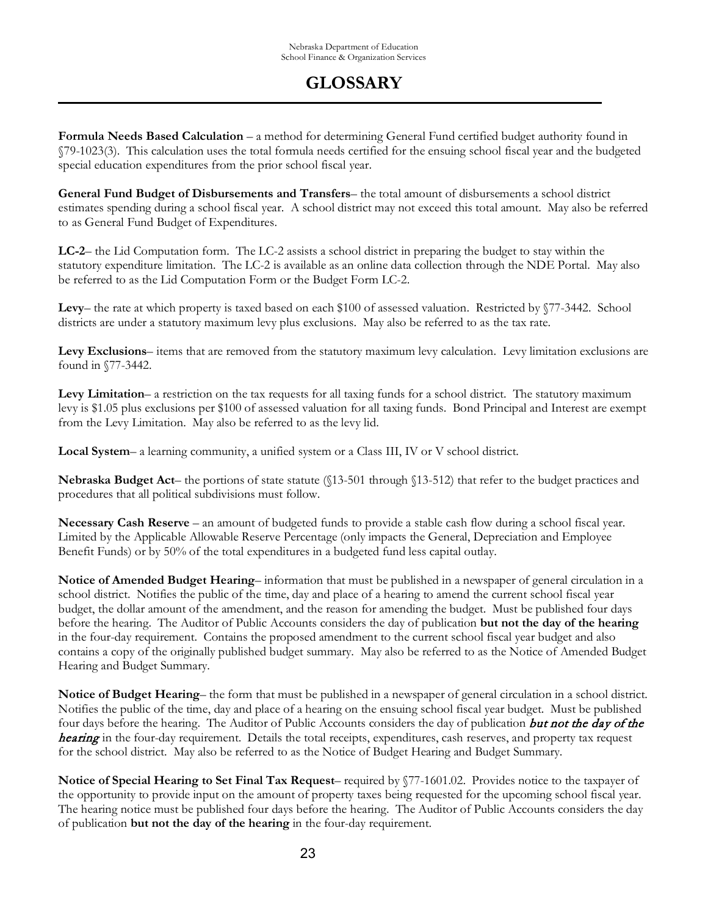# GLOSSARY

**Formula Needs Based Calculation** – a method for determining General Fund certified budget authority found in §79-1023(3). This calculation uses the total formula needs certified for the ensuing school fiscal year and the budgeted special education expenditures from the prior school fiscal year.

**General Fund Budget of Disbursements and Transfers**– the total amount of disbursements a school district estimates spending during a school fiscal year. A school district may not exceed this total amount. May also be referred to as General Fund Budget of Expenditures.

**LC-2**– the Lid Computation form. The LC-2 assists a school district in preparing the budget to stay within the statutory expenditure limitation. The LC-2 is available as an online data collection through the NDE Portal. May also be referred to as the Lid Computation Form or the Budget Form LC-2.

**Levy**– the rate at which property is taxed based on each $100 of assessed valuation. Restricted by §77-3442. School districts are under a statutory maximum levy plus exclusions. May also be referred to as the tax rate.

**Levy Exclusions**– items that are removed from the statutory maximum levy calculation. Levy limitation exclusions are found in §77-3442.

**Levy Limitation**– a restriction on the tax requests for all taxing funds for a school district. The statutory maximum levy is $1.05 plus exclusions per $100 of assessed valuation for all taxing funds. Bond Principal and Interest are exempt from the Levy Limitation. May also be referred to as the levy lid.

**Local System**– a learning community, a unified system or a Class III, IV or V school district.

**Nebraska Budget Act**– the portions of state statute (§13-501 through §13-512) that refer to the budget practices and procedures that all political subdivisions must follow.

**Necessary Cash Reserve** – an amount of budgeted funds to provide a stable cash flow during a school fiscal year. Limited by the Applicable Allowable Reserve Percentage (only impacts the General, Depreciation and Employee Benefit Funds) or by 50% of the total expenditures in a budgeted fund less capital outlay.

**Notice of Amended Budget Hearing**– information that must be published in a newspaper of general circulation in a school district. Notifies the public of the time, day and place of a hearing to amend the current school fiscal year budget, the dollar amount of the amendment, and the reason for amending the budget. Must be published four days before the hearing. The Auditor of Public Accounts considers the day of publication **but not the day of the hearing** in the four-day requirement. Contains the proposed amendment to the current school fiscal year budget and also contains a copy of the originally published budget summary. May also be referred to as the Notice of Amended Budget Hearing and Budget Summary.

**Notice of Budget Hearing**– the form that must be published in a newspaper of general circulation in a school district. Notifies the public of the time, day and place of a hearing on the ensuing school fiscal year budget. Must be published four days before the hearing. The Auditor of Public Accounts considers the day of publication ***but not the day of the hearing*** in the four-day requirement. Details the total receipts, expenditures, cash reserves, and property tax request for the school district. May also be referred to as the Notice of Budget Hearing and Budget Summary.

**Notice of Special Hearing to Set Final Tax Request**– required by §77-1601.02. Provides notice to the taxpayer of the opportunity to provide input on the amount of property taxes being requested for the upcoming school fiscal year. The hearing notice must be published four days before the hearing. The Auditor of Public Accounts considers the day of publication **but not the day of the hearing** in the four-day requirement.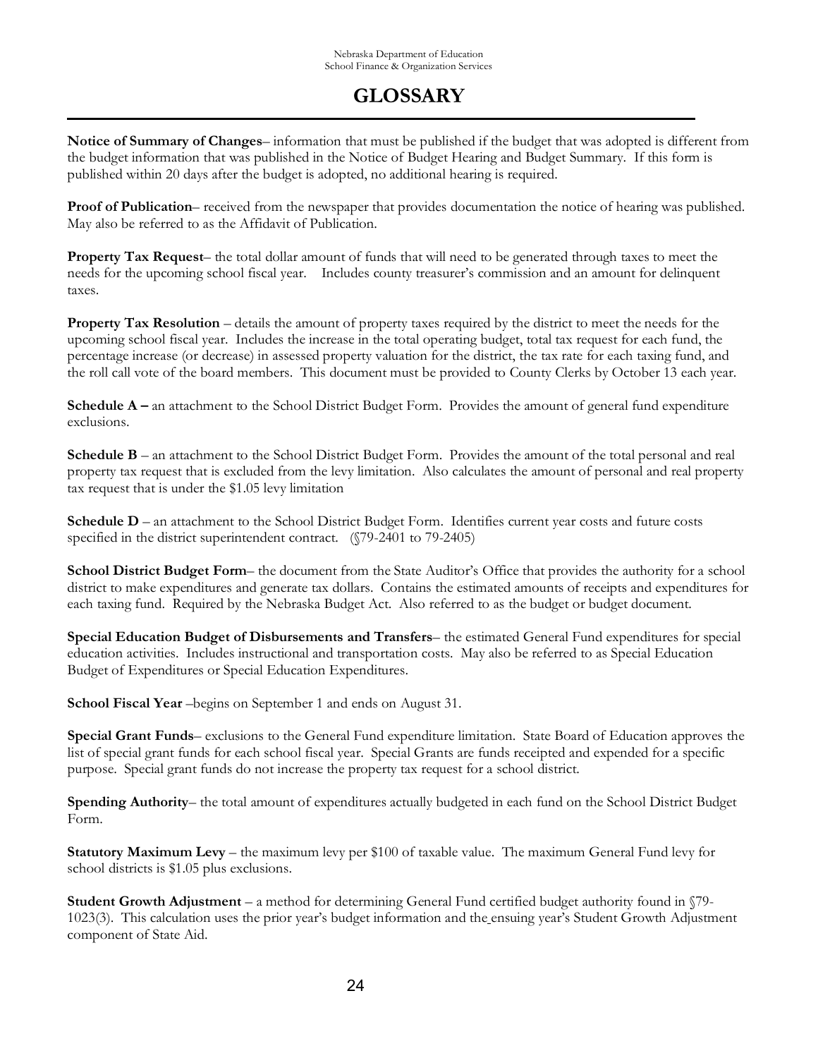# GLOSSARY

**Notice of Summary of Changes**– information that must be published if the budget that was adopted is different from the budget information that was published in the Notice of Budget Hearing and Budget Summary. If this form is published within 20 days after the budget is adopted, no additional hearing is required.

**Proof of Publication**– received from the newspaper that provides documentation the notice of hearing was published. May also be referred to as the Affidavit of Publication.

**Property Tax Request**– the total dollar amount of funds that will need to be generated through taxes to meet the needs for the upcoming school fiscal year. Includes county treasurer's commission and an amount for delinquent taxes.

**Property Tax Resolution** – details the amount of property taxes required by the district to meet the needs for the upcoming school fiscal year. Includes the increase in the total operating budget, total tax request for each fund, the percentage increase (or decrease) in assessed property valuation for the district, the tax rate for each taxing fund, and the roll call vote of the board members. This document must be provided to County Clerks by October 13 each year.

**Schedule A –** an attachment to the School District Budget Form. Provides the amount of general fund expenditure exclusions.

**Schedule B** – an attachment to the School District Budget Form. Provides the amount of the total personal and real property tax request that is excluded from the levy limitation. Also calculates the amount of personal and real property tax request that is under the $1.05 levy limitation

**Schedule D** – an attachment to the School District Budget Form. Identifies current year costs and future costs specified in the district superintendent contract. (§79-2401 to 79-2405)

**School District Budget Form**– the document from the State Auditor's Office that provides the authority for a school district to make expenditures and generate tax dollars. Contains the estimated amounts of receipts and expenditures for each taxing fund. Required by the Nebraska Budget Act. Also referred to as the budget or budget document.

**Special Education Budget of Disbursements and Transfers**– the estimated General Fund expenditures for special education activities. Includes instructional and transportation costs. May also be referred to as Special Education Budget of Expenditures or Special Education Expenditures.

**School Fiscal Year** –begins on September 1 and ends on August 31.

**Special Grant Funds**– exclusions to the General Fund expenditure limitation. State Board of Education approves the list of special grant funds for each school fiscal year. Special Grants are funds receipted and expended for a specific purpose. Special grant funds do not increase the property tax request for a school district.

**Spending Authority**– the total amount of expenditures actually budgeted in each fund on the School District Budget Form.

**Statutory Maximum Levy** – the maximum levy per $100 of taxable value. The maximum General Fund levy for school districts is $1.05 plus exclusions.

**Student Growth Adjustment** – a method for determining General Fund certified budget authority found in §79-1023(3). This calculation uses the prior year's budget information and the ensuing year's Student Growth Adjustment component of State Aid.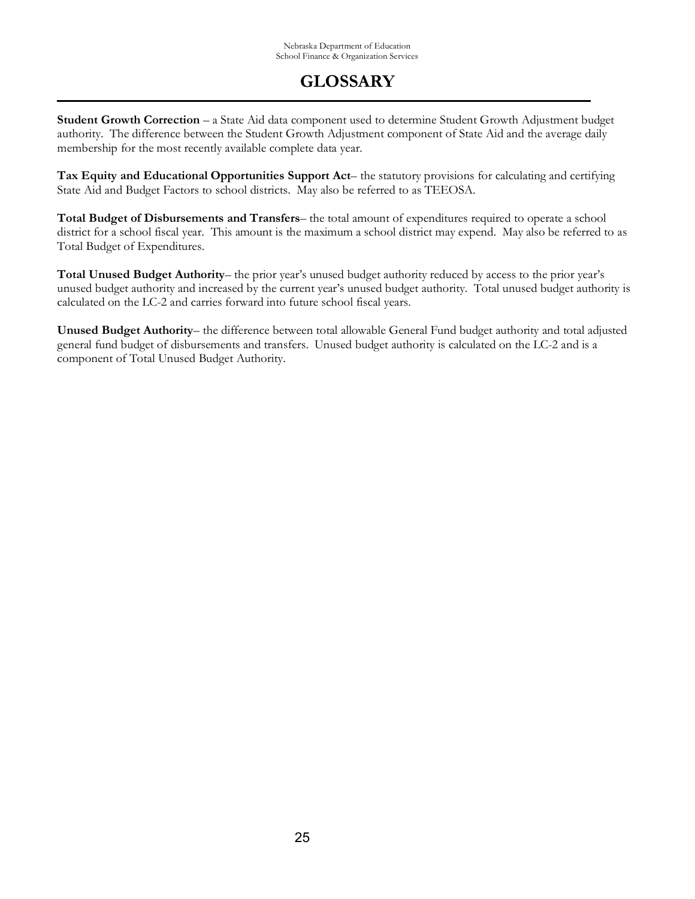# GLOSSARY

**Student Growth Correction** – a State Aid data component used to determine Student Growth Adjustment budget authority. The difference between the Student Growth Adjustment component of State Aid and the average daily membership for the most recently available complete data year.

**Tax Equity and Educational Opportunities Support Act**– the statutory provisions for calculating and certifying State Aid and Budget Factors to school districts. May also be referred to as TEEOSA.

**Total Budget of Disbursements and Transfers**– the total amount of expenditures required to operate a school district for a school fiscal year. This amount is the maximum a school district may expend. May also be referred to as Total Budget of Expenditures.

**Total Unused Budget Authority**– the prior year's unused budget authority reduced by access to the prior year's unused budget authority and increased by the current year's unused budget authority. Total unused budget authority is calculated on the LC-2 and carries forward into future school fiscal years.

**Unused Budget Authority**– the difference between total allowable General Fund budget authority and total adjusted general fund budget of disbursements and transfers. Unused budget authority is calculated on the LC-2 and is a component of Total Unused Budget Authority.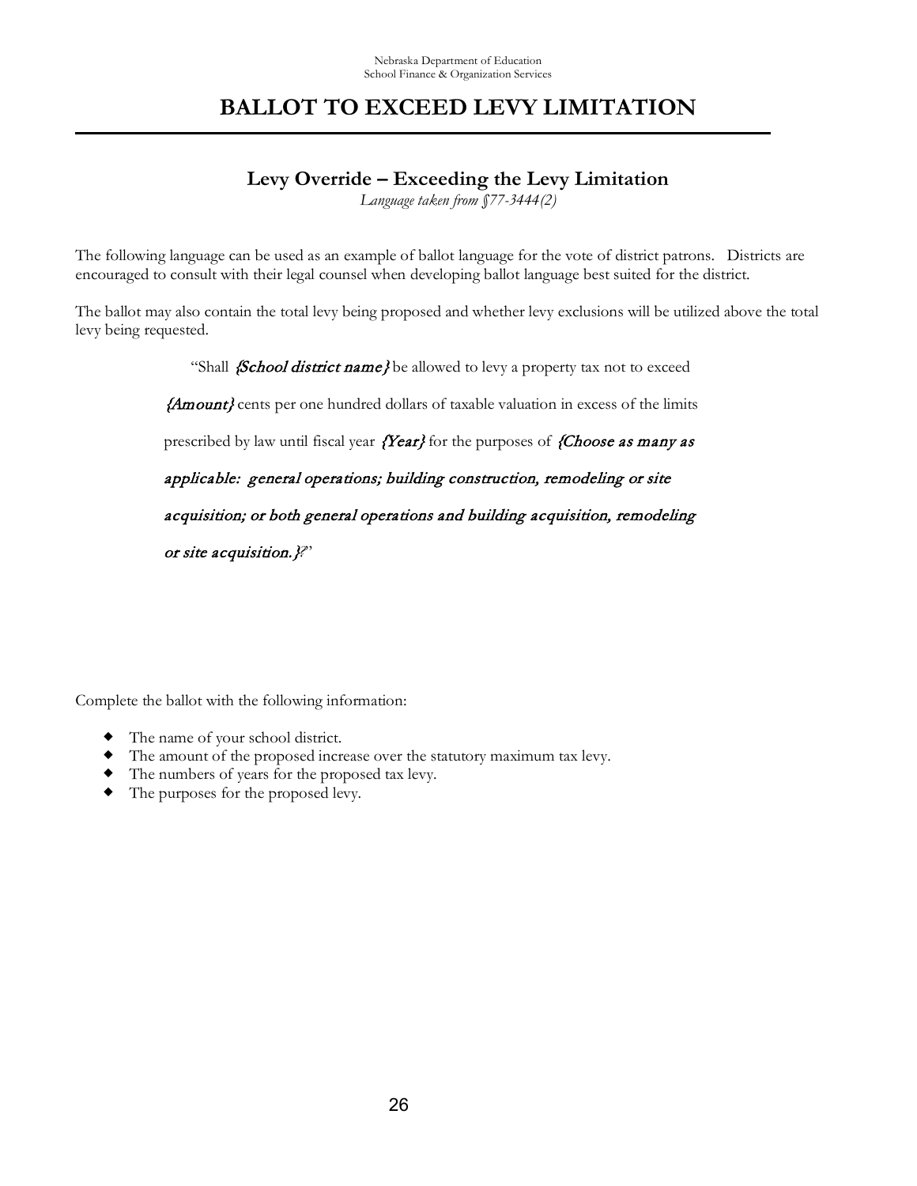# BALLOT TO EXCEED LEVY LIMITATION

## Levy Override – Exceeding the Levy Limitation

*Language taken from §77-3444(2)*

The following language can be used as an example of ballot language for the vote of district patrons. Districts are encouraged to consult with their legal counsel when developing ballot language best suited for the district.

The ballot may also contain the total levy being proposed and whether levy exclusions will be utilized above the total levy being requested.

> "Shall *{School district name}* be allowed to levy a property tax not to exceed *{Amount}* cents per one hundred dollars of taxable valuation in excess of the limits prescribed by law until fiscal year *{Year}* for the purposes of *{Choose as many as applicable: general operations; building construction, remodeling or site acquisition; or both general operations and building acquisition, remodeling or site acquisition.}*?"

Complete the ballot with the following information:

- The name of your school district.
- The amount of the proposed increase over the statutory maximum tax levy.
- The numbers of years for the proposed tax levy.
- The purposes for the proposed levy.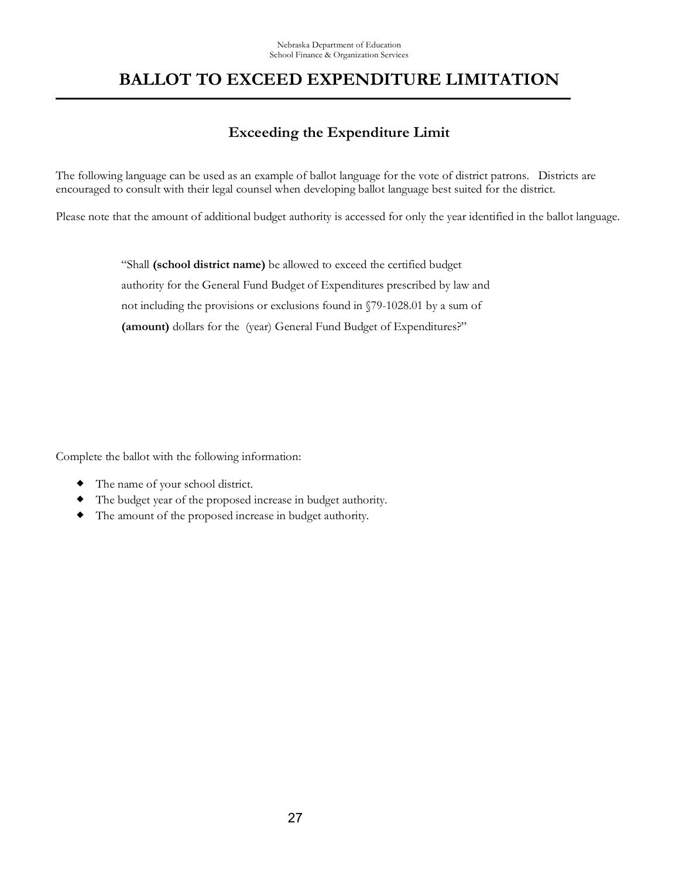# BALLOT TO EXCEED EXPENDITURE LIMITATION

## Exceeding the Expenditure Limit

The following language can be used as an example of ballot language for the vote of district patrons. Districts are encouraged to consult with their legal counsel when developing ballot language best suited for the district.

Please note that the amount of additional budget authority is accessed for only the year identified in the ballot language.

> "Shall **(school district name)** be allowed to exceed the certified budget authority for the General Fund Budget of Expenditures prescribed by law and not including the provisions or exclusions found in §79-1028.01 by a sum of **(amount)** dollars for the (year) General Fund Budget of Expenditures?"

Complete the ballot with the following information:

- The name of your school district.
- The budget year of the proposed increase in budget authority.
- The amount of the proposed increase in budget authority.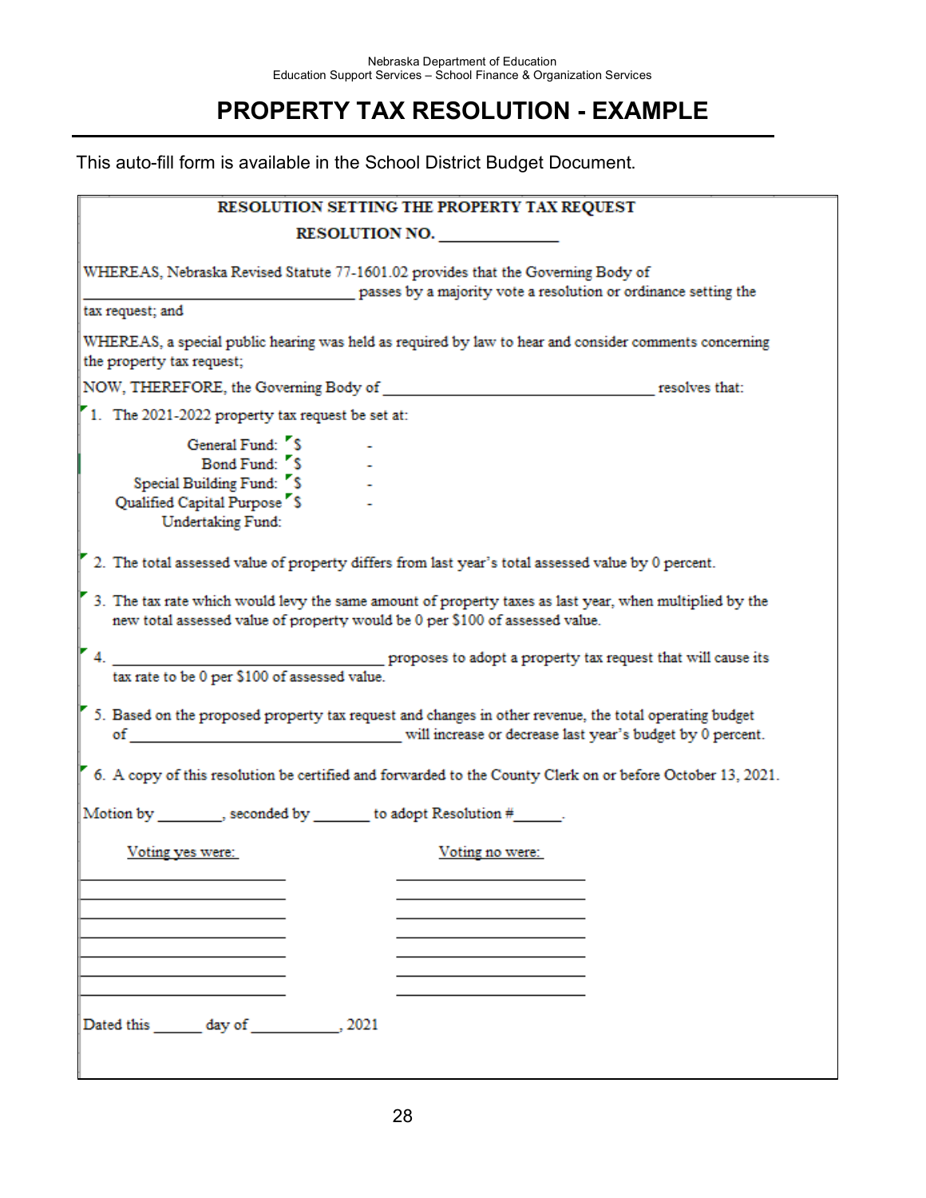Nebraska Department of Education
Education Support Services – School Finance & Organization Services

# PROPERTY TAX RESOLUTION - EXAMPLE

This auto-fill form is available in the School District Budget Document.

**RESOLUTION SETTING THE PROPERTY TAX REQUEST**

**RESOLUTION NO. ______________**

WHEREAS, Nebraska Revised Statute 77-1601.02 provides that the Governing Body of ________________________________ passes by a majority vote a resolution or ordinance setting the tax request; and

WHEREAS, a special public hearing was held as required by law to hear and consider comments concerning the property tax request;

NOW, THEREFORE, the Governing Body of ________________________________ resolves that:

1. The 2021-2022 property tax request be set at:

| | | |
|---|---|---|
| General Fund: | $ | - |
| Bond Fund: | $ | - |
| Special Building Fund: | $ | - |
| Qualified Capital Purpose Undertaking Fund: | $ | - |

2. The total assessed value of property differs from last year's total assessed value by 0 percent.

3. The tax rate which would levy the same amount of property taxes as last year, when multiplied by the new total assessed value of property would be 0 per $100 of assessed value.

4. ________________________________ proposes to adopt a property tax request that will cause its tax rate to be 0 per $100 of assessed value.

5. Based on the proposed property tax request and changes in other revenue, the total operating budget of ________________________________ will increase or decrease last year's budget by 0 percent.

6. A copy of this resolution be certified and forwarded to the County Clerk on or before October 13, 2021.

Motion by ________, seconded by _______ to adopt Resolution #______.

| Voting yes were: | Voting no were: |
|---|---|
| ______________________ | ______________________ |
| ______________________ | ______________________ |
| ______________________ | ______________________ |
| ______________________ | ______________________ |
| ______________________ | ______________________ |
| ______________________ | ______________________ |
| ______________________ | ______________________ |

Dated this ______ day of ___________, 2021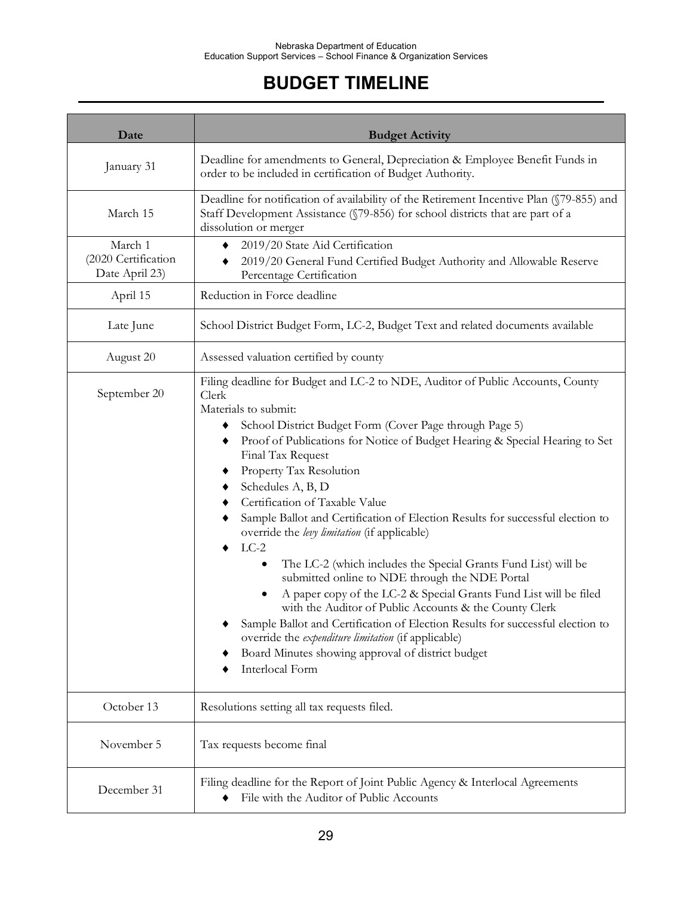Nebraska Department of Education
Education Support Services – School Finance & Organization Services

# BUDGET TIMELINE

| Date | Budget Activity |
|---|---|
| January 31 | Deadline for amendments to General, Depreciation & Employee Benefit Funds in order to be included in certification of Budget Authority. |
| March 15 | Deadline for notification of availability of the Retirement Incentive Plan (§79-855) and Staff Development Assistance (§79-856) for school districts that are part of a dissolution or merger |
| March 1 (2020 Certification Date April 23) | ♦ 2019/20 State Aid Certification<br>♦ 2019/20 General Fund Certified Budget Authority and Allowable Reserve Percentage Certification |
| April 15 | Reduction in Force deadline |
| Late June | School District Budget Form, LC-2, Budget Text and related documents available |
| August 20 | Assessed valuation certified by county |
| September 20 | Filing deadline for Budget and LC-2 to NDE, Auditor of Public Accounts, County Clerk<br>Materials to submit:<br>♦ School District Budget Form (Cover Page through Page 5)<br>♦ Proof of Publications for Notice of Budget Hearing & Special Hearing to Set Final Tax Request<br>♦ Property Tax Resolution<br>♦ Schedules A, B, D<br>♦ Certification of Taxable Value<br>♦ Sample Ballot and Certification of Election Results for successful election to override the *levy limitation* (if applicable)<br>♦ LC-2<br>• The LC-2 (which includes the Special Grants Fund List) will be submitted online to NDE through the NDE Portal<br>• A paper copy of the LC-2 & Special Grants Fund List will be filed with the Auditor of Public Accounts & the County Clerk<br>♦ Sample Ballot and Certification of Election Results for successful election to override the *expenditure limitation* (if applicable)<br>♦ Board Minutes showing approval of district budget<br>♦ Interlocal Form |
| October 13 | Resolutions setting all tax requests filed. |
| November 5 | Tax requests become final |
| December 31 | Filing deadline for the Report of Joint Public Agency & Interlocal Agreements<br>♦ File with the Auditor of Public Accounts |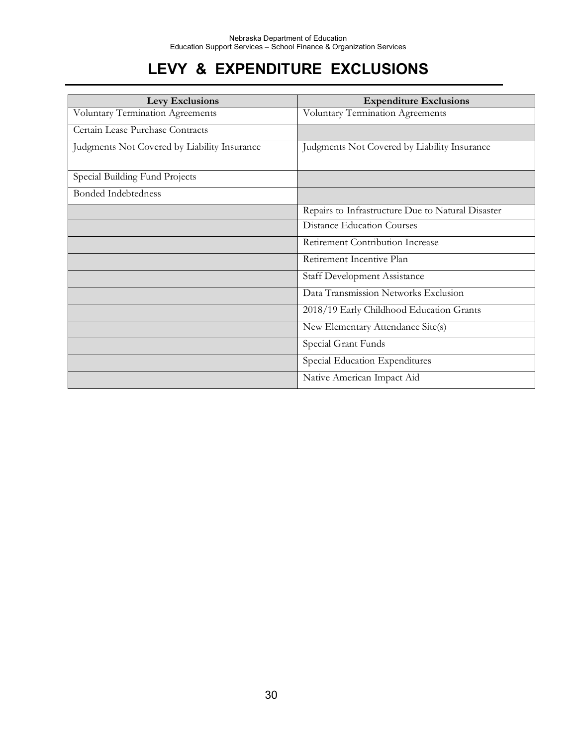# LEVY & EXPENDITURE EXCLUSIONS

| Levy Exclusions | Expenditure Exclusions |
|---|---|
| Voluntary Termination Agreements | Voluntary Termination Agreements |
| Certain Lease Purchase Contracts | |
| Judgments Not Covered by Liability Insurance | Judgments Not Covered by Liability Insurance |
| Special Building Fund Projects | |
| Bonded Indebtedness | |
| | Repairs to Infrastructure Due to Natural Disaster |
| | Distance Education Courses |
| | Retirement Contribution Increase |
| | Retirement Incentive Plan |
| | Staff Development Assistance |
| | Data Transmission Networks Exclusion |
| | 2018/19 Early Childhood Education Grants |
| | New Elementary Attendance Site(s) |
| | Special Grant Funds |
| | Special Education Expenditures |
| | Native American Impact Aid |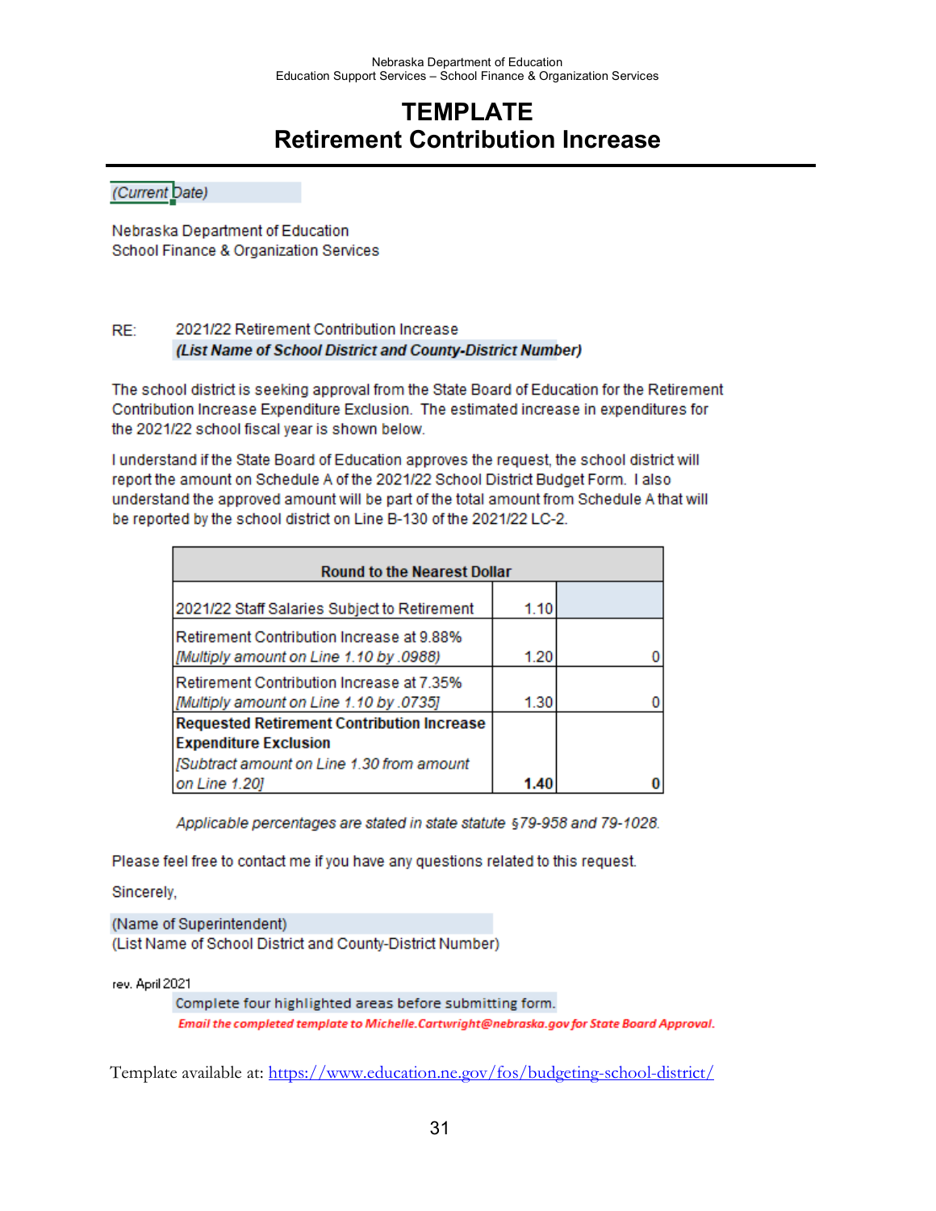Nebraska Department of Education
Education Support Services – School Finance & Organization Services

# TEMPLATE
# Retirement Contribution Increase

*(Current Date)*

Nebraska Department of Education
School Finance & Organization Services

RE: 2021/22 Retirement Contribution Increase
***(List Name of School District and County-District Number)***

The school district is seeking approval from the State Board of Education for the Retirement Contribution Increase Expenditure Exclusion. The estimated increase in expenditures for the 2021/22 school fiscal year is shown below.

I understand if the State Board of Education approves the request, the school district will report the amount on Schedule A of the 2021/22 School District Budget Form. I also understand the approved amount will be part of the total amount from Schedule A that will be reported by the school district on Line B-130 of the 2021/22 LC-2.

| Round to the Nearest Dollar | | |
|---|---|---|
| 2021/22 Staff Salaries Subject to Retirement | 1.10 | |
| Retirement Contribution Increase at 9.88% *[Multiply amount on Line 1.10 by .0988)* | 1.20 | 0 |
| Retirement Contribution Increase at 7.35% *[Multiply amount on Line 1.10 by .0735]* | 1.30 | 0 |
| **Requested Retirement Contribution Increase Expenditure Exclusion** *[Subtract amount on Line 1.30 from amount on Line 1.20]* | **1.40** | **0** |

*Applicable percentages are stated in state statute §79-958 and 79-1028.*

Please feel free to contact me if you have any questions related to this request.

Sincerely,

(Name of Superintendent)
(List Name of School District and County-District Number)

rev. April 2021

Complete four highlighted areas before submitting form.

***Email the completed template to Michelle.Cartwright@nebraska.gov for State Board Approval.***

Template available at: https://www.education.ne.gov/fos/budgeting-school-district/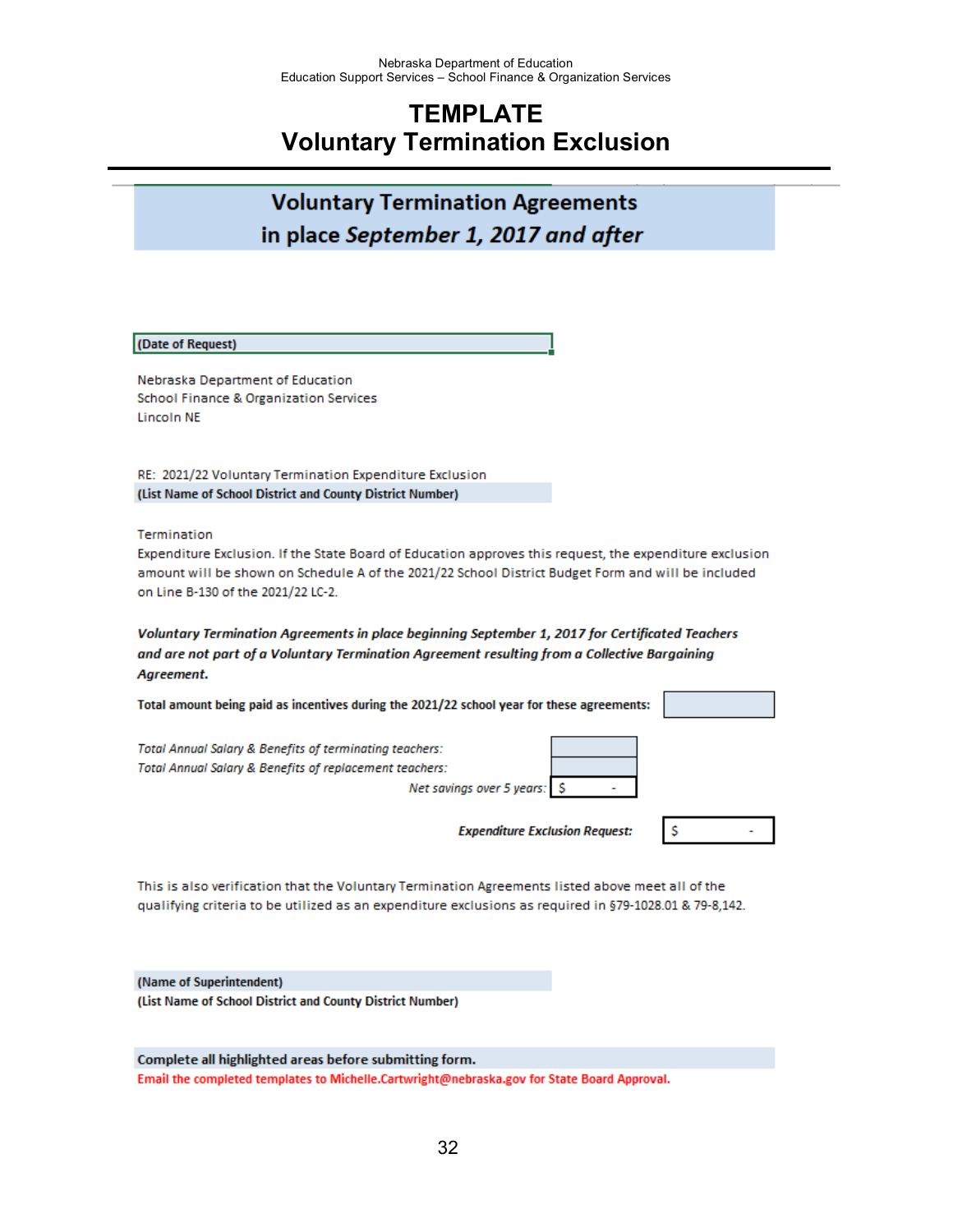Nebraska Department of Education
Education Support Services – School Finance & Organization Services

# TEMPLATE
# Voluntary Termination Exclusion

## Voluntary Termination Agreements in place *September 1, 2017 and after*

**(Date of Request)**

Nebraska Department of Education
School Finance & Organization Services
Lincoln NE

RE: 2021/22 Voluntary Termination Expenditure Exclusion
**(List Name of School District and County District Number)**

Termination
Expenditure Exclusion. If the State Board of Education approves this request, the expenditure exclusion amount will be shown on Schedule A of the 2021/22 School District Budget Form and will be included on Line B-130 of the 2021/22 LC-2.

***Voluntary Termination Agreements in place beginning September 1, 2017 for Certificated Teachers and are not part of a Voluntary Termination Agreement resulting from a Collective Bargaining Agreement.***

**Total amount being paid as incentives during the 2021/22 school year for these agreements:** ______

*Total Annual Salary & Benefits of terminating teachers:* ______
*Total Annual Salary & Benefits of replacement teachers:* ______
*Net savings over 5 years:* $ -

***Expenditure Exclusion Request:*** $ -

This is also verification that the Voluntary Termination Agreements listed above meet all of the qualifying criteria to be utilized as an expenditure exclusions as required in §79-1028.01 & 79-8,142.

**(Name of Superintendent)**
**(List Name of School District and County District Number)**

**Complete all highlighted areas before submitting form.**
**Email the completed templates to Michelle.Cartwright@nebraska.gov for State Board Approval.**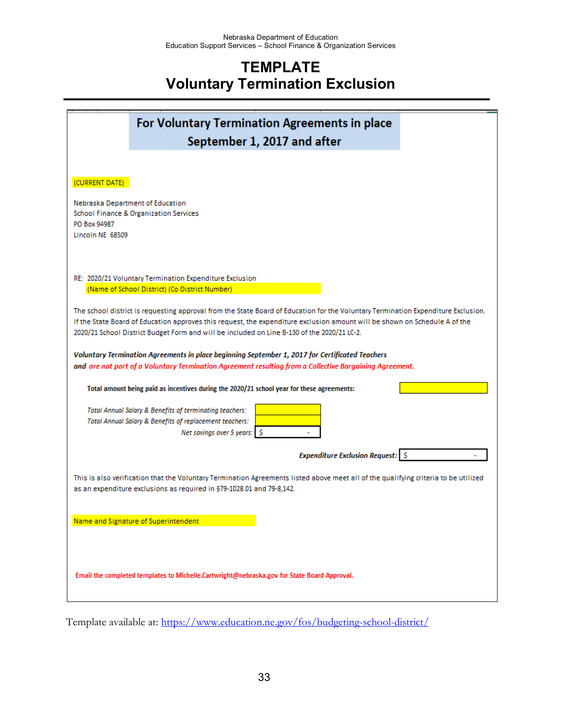Nebraska Department of Education
Education Support Services – School Finance & Organization Services

# TEMPLATE
# Voluntary Termination Exclusion

## For Voluntary Termination Agreements in place September 1, 2017 and after

(CURRENT DATE)

Nebraska Department of Education
School Finance & Organization Services
PO Box 94987
Lincoln NE 68509

RE: 2020/21 Voluntary Termination Expenditure Exclusion
(Name of School District) (Co District Number)

The school district is requesting approval from the State Board of Education for the Voluntary Termination Expenditure Exclusion. If the State Board of Education approves this request, the expenditure exclusion amount will be shown on Schedule A of the 2020/21 School District Budget Form and will be included on Line B-130 of the 2020/21 LC-2.

***Voluntary Termination Agreements in place beginning September 1, 2017 for Certificated Teachers and are not part of a Voluntary Termination Agreement resulting from a Collective Bargaining Agreement.***

**Total amount being paid as incentives during the 2020/21 school year for these agreements:** ____________

| | |
|---|---|
| *Total Annual Salary & Benefits of terminating teachers:* | |
| *Total Annual Salary & Benefits of replacement teachers:* | |
| *Net savings over 5 years:* | $ - |

***Expenditure Exclusion Request:*** $ -

This is also verification that the Voluntary Termination Agreements listed above meet all of the qualifying criteria to be utilized as an expenditure exclusions as required in §79-1028.01 and 79-8,142.

Name and Signature of Superintendent

**Email the completed templates to Michelle.Cartwright@nebraska.gov for State Board Approval.**

Template available at: https://www.education.ne.gov/fos/budgeting-school-district/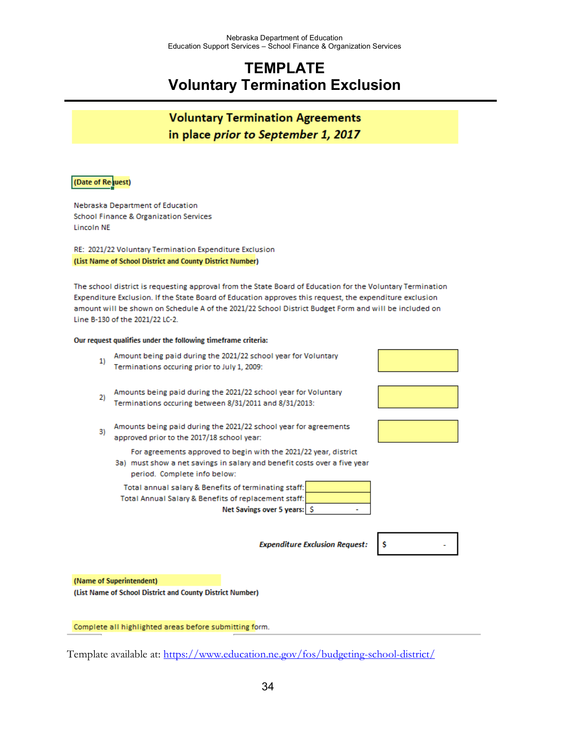Nebraska Department of Education
Education Support Services – School Finance & Organization Services

# TEMPLATE
# Voluntary Termination Exclusion

## Voluntary Termination Agreements in place *prior to September 1, 2017*

(Date of Request)

Nebraska Department of Education
School Finance & Organization Services
Lincoln NE

RE: 2021/22 Voluntary Termination Expenditure Exclusion
(List Name of School District and County District Number)

The school district is requesting approval from the State Board of Education for the Voluntary Termination Expenditure Exclusion. If the State Board of Education approves this request, the expenditure exclusion amount will be shown on Schedule A of the 2021/22 School District Budget Form and will be included on Line B-130 of the 2021/22 LC-2.

**Our request qualifies under the following timeframe criteria:**

1) Amount being paid during the 2021/22 school year for Voluntary Terminations occuring prior to July 1, 2009: ____________

2) Amounts being paid during the 2021/22 school year for Voluntary Terminations occuring between 8/31/2011 and 8/31/2013: ____________

3) Amounts being paid during the 2021/22 school year for agreements approved prior to the 2017/18 school year: ____________

3a) For agreements approved to begin with the 2021/22 year, district must show a net savings in salary and benefit costs over a five year period. Complete info below:

| | |
|---|---|
| Total annual salary & Benefits of terminating staff: | |
| Total Annual Salary & Benefits of replacement staff: | |
| **Net Savings over 5 years:** | $ - |

***Expenditure Exclusion Request:*** $ -

(Name of Superintendent)
(List Name of School District and County District Number)

Complete all highlighted areas before submitting form.

Template available at: https://www.education.ne.gov/fos/budgeting-school-district/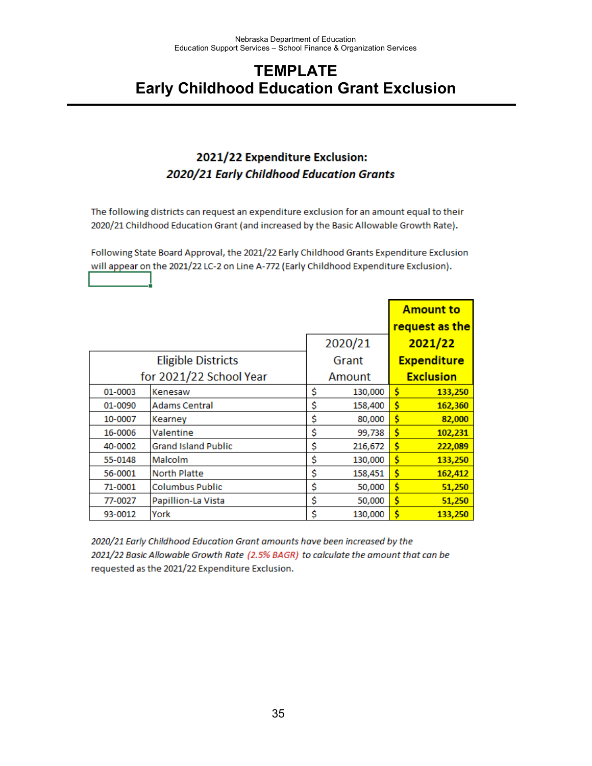Nebraska Department of Education
Education Support Services – School Finance & Organization Services

# TEMPLATE
# Early Childhood Education Grant Exclusion

### 2021/22 Expenditure Exclusion:
### *2020/21 Early Childhood Education Grants*

The following districts can request an expenditure exclusion for an amount equal to their 2020/21 Childhood Education Grant (and increased by the Basic Allowable Growth Rate).

Following State Board Approval, the 2021/22 Early Childhood Grants Expenditure Exclusion will appear on the 2021/22 LC-2 on Line A-772 (Early Childhood Expenditure Exclusion).

| Eligible Districts for 2021/22 School Year | | 2020/21 Grant Amount | **Amount to request as the 2021/22 Expenditure Exclusion** |
|---|---|---|---|
| 01-0003 | Kenesaw | $ 130,000 | **$ 133,250** |
| 01-0090 | Adams Central | $ 158,400 | **$ 162,360** |
| 10-0007 | Kearney | $ 80,000 | **$ 82,000** |
| 16-0006 | Valentine | $ 99,738 | **$ 102,231** |
| 40-0002 | Grand Island Public | $ 216,672 | **$ 222,089** |
| 55-0148 | Malcolm | $ 130,000 | **$ 133,250** |
| 56-0001 | North Platte | $ 158,451 | **$ 162,412** |
| 71-0001 | Columbus Public | $ 50,000 | **$ 51,250** |
| 77-0027 | Papillion-La Vista | $ 50,000 | **$ 51,250** |
| 93-0012 | York | $ 130,000 | **$ 133,250** |

*2020/21 Early Childhood Education Grant amounts have been increased by the 2021/22 Basic Allowable Growth Rate (2.5% BAGR) to calculate the amount that can be* requested as the 2021/22 Expenditure Exclusion.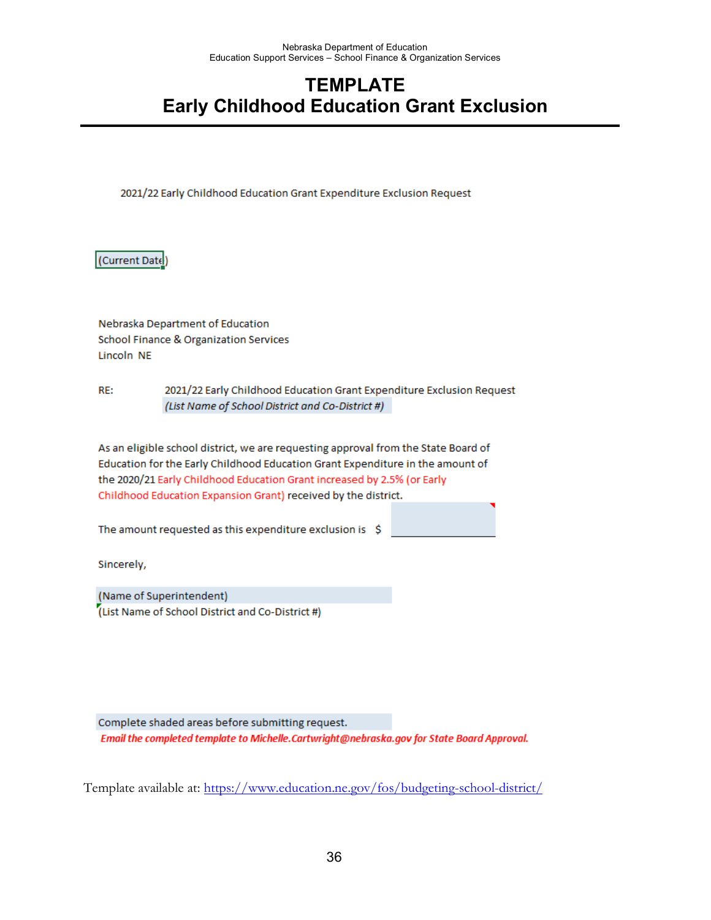Nebraska Department of Education
Education Support Services – School Finance & Organization Services

# TEMPLATE
# Early Childhood Education Grant Exclusion

2021/22 Early Childhood Education Grant Expenditure Exclusion Request

(Current Date)

Nebraska Department of Education
School Finance & Organization Services
Lincoln NE

RE: 2021/22 Early Childhood Education Grant Expenditure Exclusion Request
*(List Name of School District and Co-District #)*

As an eligible school district, we are requesting approval from the State Board of Education for the Early Childhood Education Grant Expenditure in the amount of the 2020/21 Early Childhood Education Grant increased by 2.5% (or Early Childhood Education Expansion Grant) received by the district.

The amount requested as this expenditure exclusion is $ ______________

Sincerely,

(Name of Superintendent)
(List Name of School District and Co-District #)

Complete shaded areas before submitting request.
***Email the completed template to Michelle.Cartwright@nebraska.gov for State Board Approval.***

Template available at: https://www.education.ne.gov/fos/budgeting-school-district/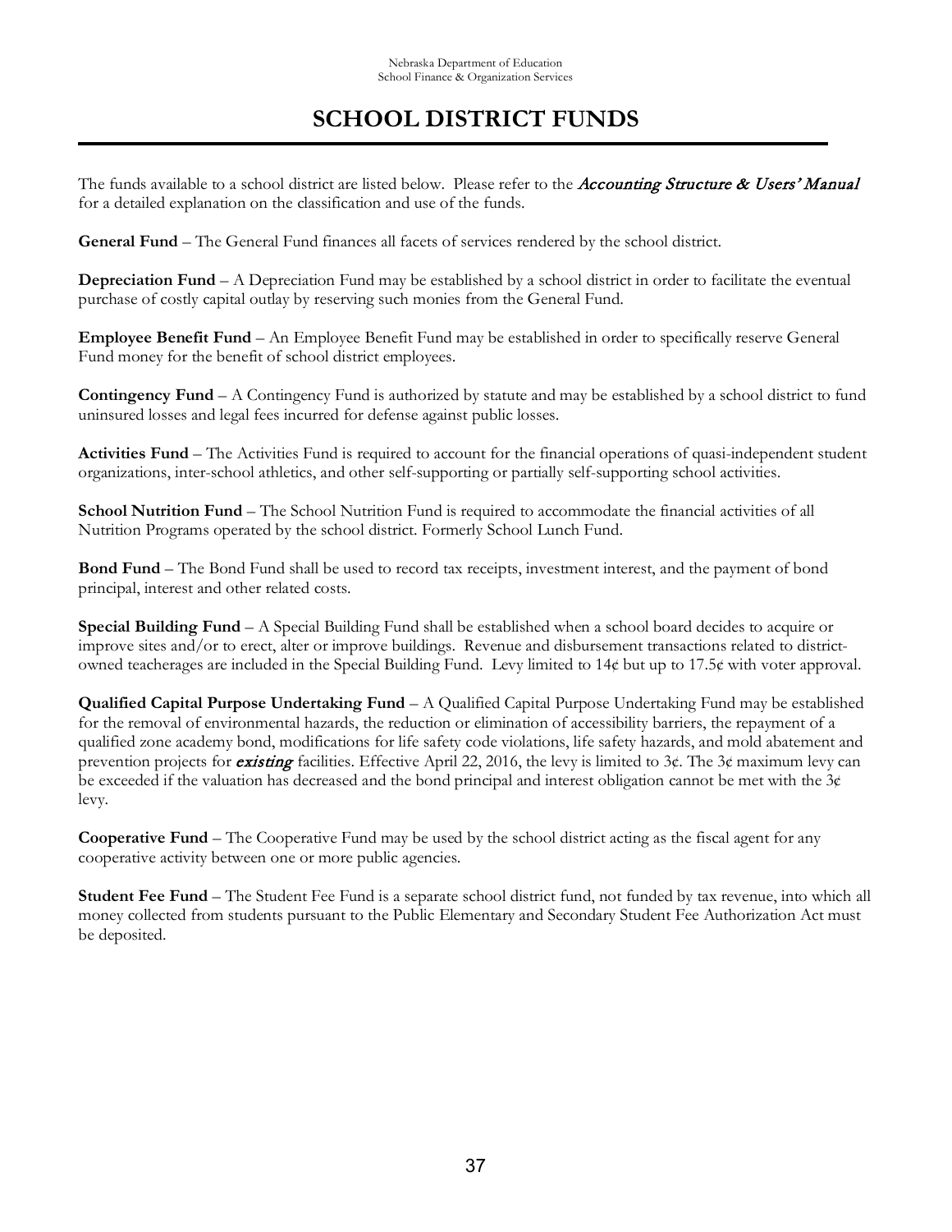# SCHOOL DISTRICT FUNDS

The funds available to a school district are listed below. Please refer to the ***Accounting Structure & Users' Manual*** for a detailed explanation on the classification and use of the funds.

**General Fund** – The General Fund finances all facets of services rendered by the school district.

**Depreciation Fund** – A Depreciation Fund may be established by a school district in order to facilitate the eventual purchase of costly capital outlay by reserving such monies from the General Fund.

**Employee Benefit Fund** – An Employee Benefit Fund may be established in order to specifically reserve General Fund money for the benefit of school district employees.

**Contingency Fund** – A Contingency Fund is authorized by statute and may be established by a school district to fund uninsured losses and legal fees incurred for defense against public losses.

**Activities Fund** – The Activities Fund is required to account for the financial operations of quasi-independent student organizations, inter-school athletics, and other self-supporting or partially self-supporting school activities.

**School Nutrition Fund** – The School Nutrition Fund is required to accommodate the financial activities of all Nutrition Programs operated by the school district. Formerly School Lunch Fund.

**Bond Fund** – The Bond Fund shall be used to record tax receipts, investment interest, and the payment of bond principal, interest and other related costs.

**Special Building Fund** – A Special Building Fund shall be established when a school board decides to acquire or improve sites and/or to erect, alter or improve buildings. Revenue and disbursement transactions related to district-owned teacherages are included in the Special Building Fund. Levy limited to 14¢ but up to 17.5¢ with voter approval.

**Qualified Capital Purpose Undertaking Fund** – A Qualified Capital Purpose Undertaking Fund may be established for the removal of environmental hazards, the reduction or elimination of accessibility barriers, the repayment of a qualified zone academy bond, modifications for life safety code violations, life safety hazards, and mold abatement and prevention projects for ***existing*** facilities. Effective April 22, 2016, the levy is limited to 3¢. The 3¢ maximum levy can be exceeded if the valuation has decreased and the bond principal and interest obligation cannot be met with the 3¢ levy.

**Cooperative Fund** – The Cooperative Fund may be used by the school district acting as the fiscal agent for any cooperative activity between one or more public agencies.

**Student Fee Fund** – The Student Fee Fund is a separate school district fund, not funded by tax revenue, into which all money collected from students pursuant to the Public Elementary and Secondary Student Fee Authorization Act must be deposited.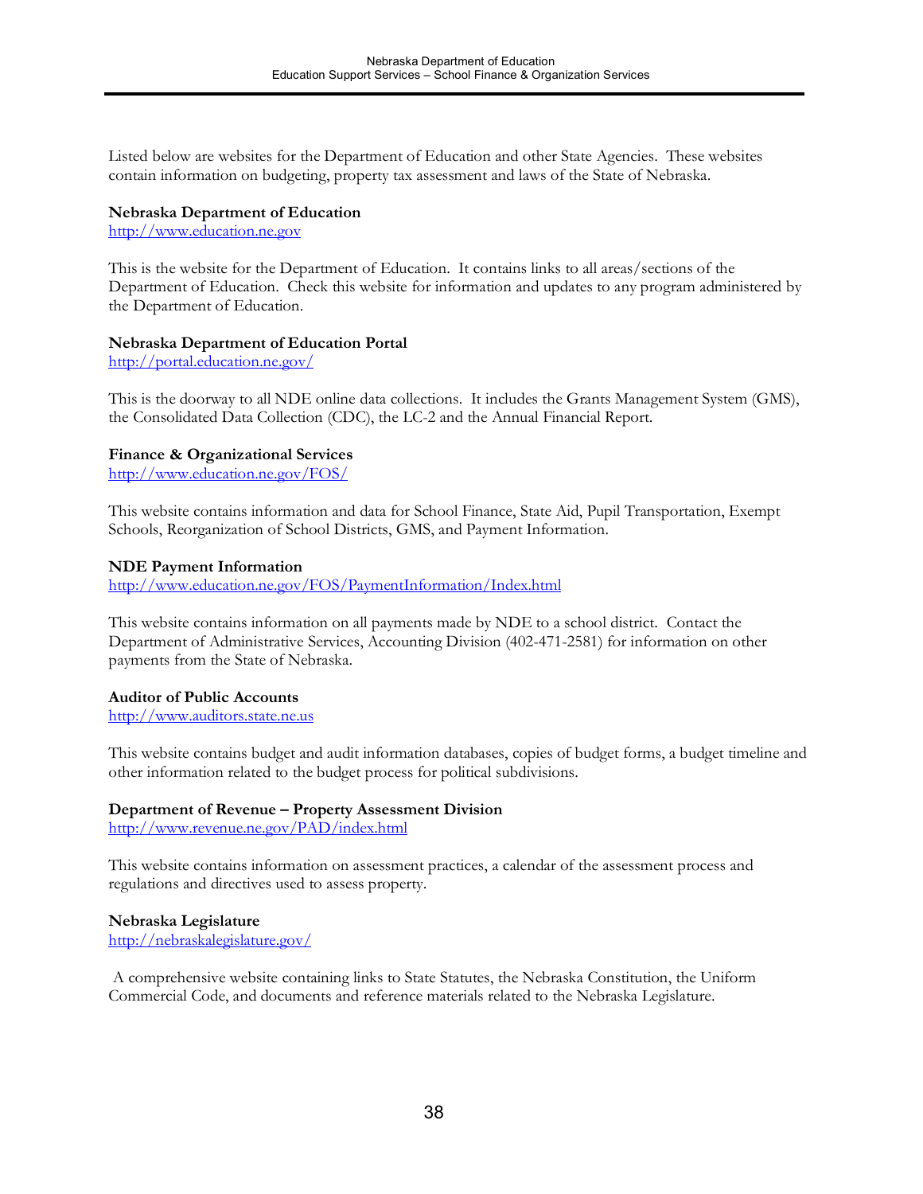Listed below are websites for the Department of Education and other State Agencies. These websites contain information on budgeting, property tax assessment and laws of the State of Nebraska.

**Nebraska Department of Education**
http://www.education.ne.gov

This is the website for the Department of Education. It contains links to all areas/sections of the Department of Education. Check this website for information and updates to any program administered by the Department of Education.

**Nebraska Department of Education Portal**
http://portal.education.ne.gov/

This is the doorway to all NDE online data collections. It includes the Grants Management System (GMS), the Consolidated Data Collection (CDC), the LC-2 and the Annual Financial Report.

**Finance & Organizational Services**
http://www.education.ne.gov/FOS/

This website contains information and data for School Finance, State Aid, Pupil Transportation, Exempt Schools, Reorganization of School Districts, GMS, and Payment Information.

**NDE Payment Information**
http://www.education.ne.gov/FOS/PaymentInformation/Index.html

This website contains information on all payments made by NDE to a school district. Contact the Department of Administrative Services, Accounting Division (402-471-2581) for information on other payments from the State of Nebraska.

**Auditor of Public Accounts**
http://www.auditors.state.ne.us

This website contains budget and audit information databases, copies of budget forms, a budget timeline and other information related to the budget process for political subdivisions.

**Department of Revenue – Property Assessment Division**
http://www.revenue.ne.gov/PAD/index.html

This website contains information on assessment practices, a calendar of the assessment process and regulations and directives used to assess property.

**Nebraska Legislature**
http://nebraskalegislature.gov/

A comprehensive website containing links to State Statutes, the Nebraska Constitution, the Uniform Commercial Code, and documents and reference materials related to the Nebraska Legislature.